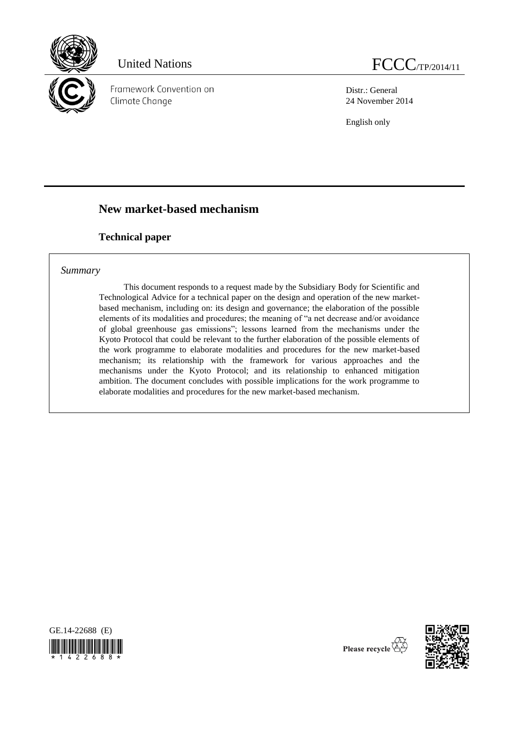United Nations

FCCC/TP/2014/11

Framework Convention on Climate Change

Distr.: General
24 November 2014

English only

# New market-based mechanism

## Technical paper

*Summary*

This document responds to a request made by the Subsidiary Body for Scientific and Technological Advice for a technical paper on the design and operation of the new market-based mechanism, including on: its design and governance; the elaboration of the possible elements of its modalities and procedures; the meaning of "a net decrease and/or avoidance of global greenhouse gas emissions"; lessons learned from the mechanisms under the Kyoto Protocol that could be relevant to the further elaboration of the possible elements of the work programme to elaborate modalities and procedures for the new market-based mechanism; its relationship with the framework for various approaches and the mechanisms under the Kyoto Protocol; and its relationship to enhanced mitigation ambition. The document concludes with possible implications for the work programme to elaborate modalities and procedures for the new market-based mechanism.

GE.14-22688 (E)

Please recycle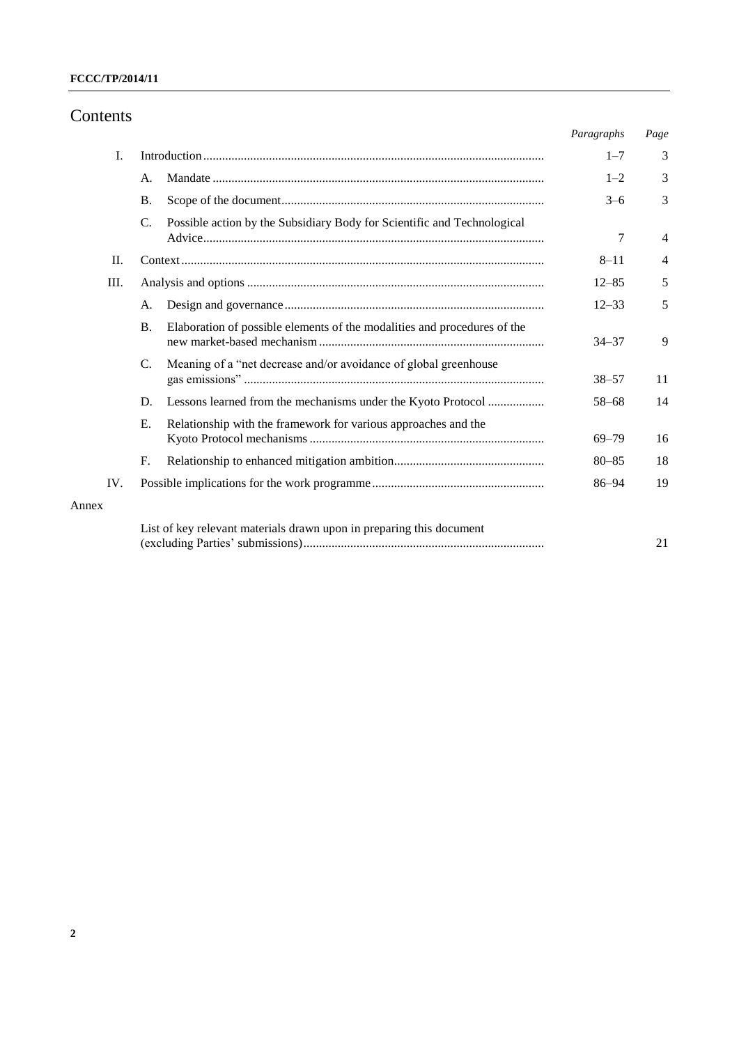# Contents

| | | | *Paragraphs* | *Page* |
|---|---|---|---|---|
| I. | Introduction | | 1–7 | 3 |
| | A. | Mandate | 1–2 | 3 |
| | B. | Scope of the document | 3–6 | 3 |
| | C. | Possible action by the Subsidiary Body for Scientific and Technological Advice | 7 | 4 |
| II. | Context | | 8–11 | 4 |
| III. | Analysis and options | | 12–85 | 5 |
| | A. | Design and governance | 12–33 | 5 |
| | B. | Elaboration of possible elements of the modalities and procedures of the new market-based mechanism | 34–37 | 9 |
| | C. | Meaning of a "net decrease and/or avoidance of global greenhouse gas emissions" | 38–57 | 11 |
| | D. | Lessons learned from the mechanisms under the Kyoto Protocol | 58–68 | 14 |
| | E. | Relationship with the framework for various approaches and the Kyoto Protocol mechanisms | 69–79 | 16 |
| | F. | Relationship to enhanced mitigation ambition | 80–85 | 18 |
| IV. | Possible implications for the work programme | | 86–94 | 19 |
| Annex | | | | |
| | List of key relevant materials drawn upon in preparing this document (excluding Parties' submissions) | | | 21 |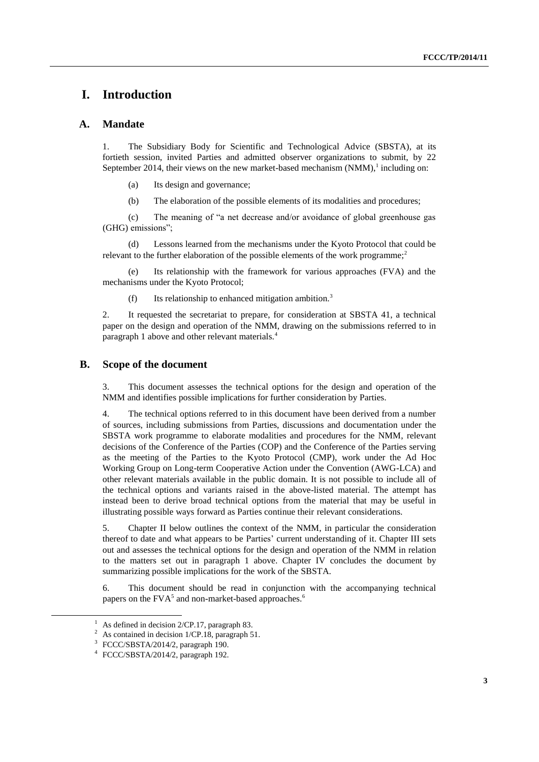# I. Introduction

## A. Mandate

1. The Subsidiary Body for Scientific and Technological Advice (SBSTA), at its fortieth session, invited Parties and admitted observer organizations to submit, by 22 September 2014, their views on the new market-based mechanism (NMM),[1] including on:

   (a) Its design and governance;

   (b) The elaboration of the possible elements of its modalities and procedures;

   (c) The meaning of "a net decrease and/or avoidance of global greenhouse gas (GHG) emissions";

   (d) Lessons learned from the mechanisms under the Kyoto Protocol that could be relevant to the further elaboration of the possible elements of the work programme;[2]

   (e) Its relationship with the framework for various approaches (FVA) and the mechanisms under the Kyoto Protocol;

   (f) Its relationship to enhanced mitigation ambition.[3]

2. It requested the secretariat to prepare, for consideration at SBSTA 41, a technical paper on the design and operation of the NMM, drawing on the submissions referred to in paragraph 1 above and other relevant materials.[4]

## B. Scope of the document

3. This document assesses the technical options for the design and operation of the NMM and identifies possible implications for further consideration by Parties.

4. The technical options referred to in this document have been derived from a number of sources, including submissions from Parties, discussions and documentation under the SBSTA work programme to elaborate modalities and procedures for the NMM, relevant decisions of the Conference of the Parties (COP) and the Conference of the Parties serving as the meeting of the Parties to the Kyoto Protocol (CMP), work under the Ad Hoc Working Group on Long-term Cooperative Action under the Convention (AWG-LCA) and other relevant materials available in the public domain. It is not possible to include all of the technical options and variants raised in the above-listed material. The attempt has instead been to derive broad technical options from the material that may be useful in illustrating possible ways forward as Parties continue their relevant considerations.

5. Chapter II below outlines the context of the NMM, in particular the consideration thereof to date and what appears to be Parties' current understanding of it. Chapter III sets out and assesses the technical options for the design and operation of the NMM in relation to the matters set out in paragraph 1 above. Chapter IV concludes the document by summarizing possible implications for the work of the SBSTA.

6. This document should be read in conjunction with the accompanying technical papers on the FVA[5] and non-market-based approaches.[6]

---

[1] As defined in decision 2/CP.17, paragraph 83.

[2] As contained in decision 1/CP.18, paragraph 51.

[3] FCCC/SBSTA/2014/2, paragraph 190.

[4] FCCC/SBSTA/2014/2, paragraph 192.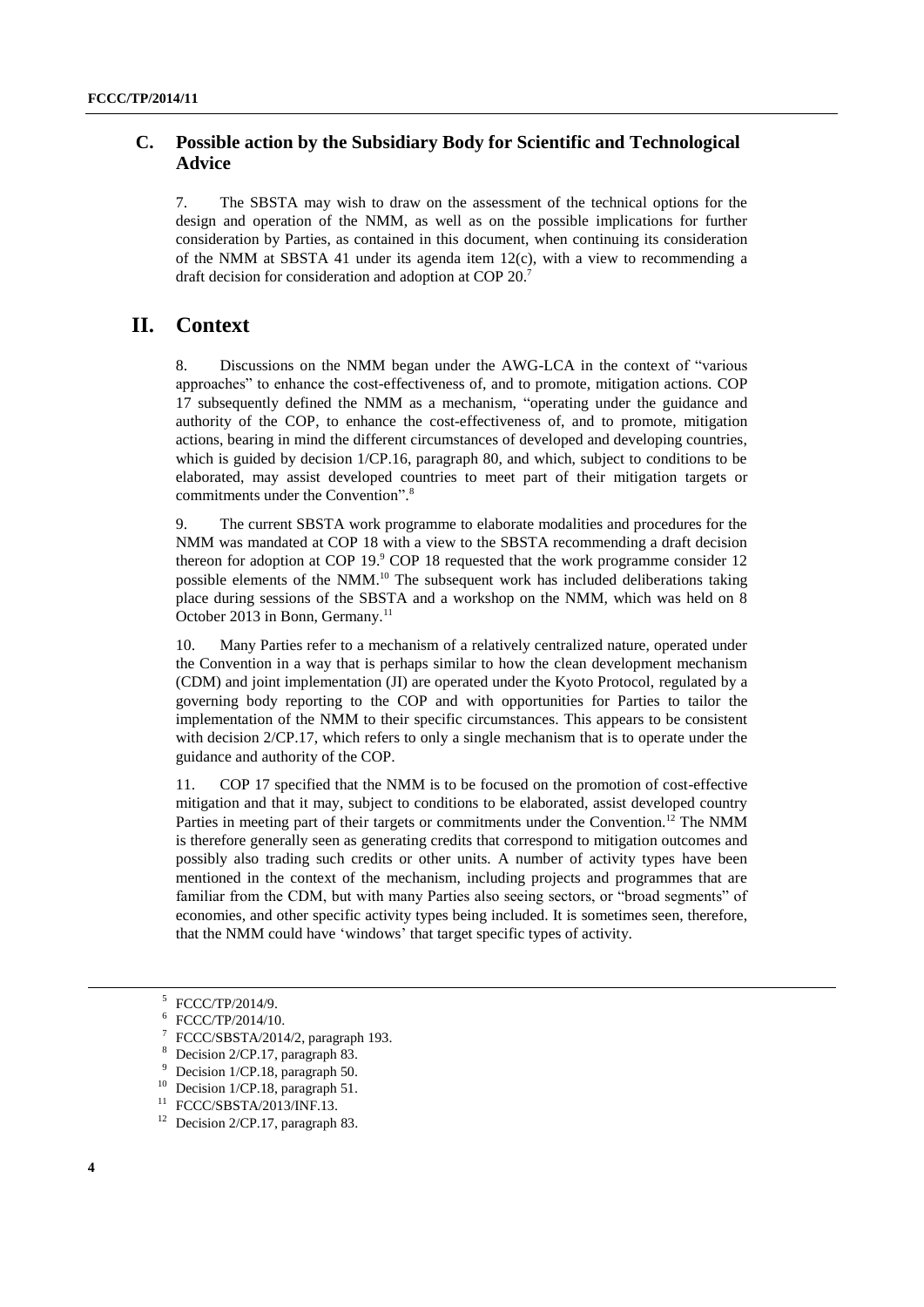### C. Possible action by the Subsidiary Body for Scientific and Technological Advice

7. The SBSTA may wish to draw on the assessment of the technical options for the design and operation of the NMM, as well as on the possible implications for further consideration by Parties, as contained in this document, when continuing its consideration of the NMM at SBSTA 41 under its agenda item 12(c), with a view to recommending a draft decision for consideration and adoption at COP 20.[7]

## II. Context

8. Discussions on the NMM began under the AWG-LCA in the context of "various approaches" to enhance the cost-effectiveness of, and to promote, mitigation actions. COP 17 subsequently defined the NMM as a mechanism, "operating under the guidance and authority of the COP, to enhance the cost-effectiveness of, and to promote, mitigation actions, bearing in mind the different circumstances of developed and developing countries, which is guided by decision 1/CP.16, paragraph 80, and which, subject to conditions to be elaborated, may assist developed countries to meet part of their mitigation targets or commitments under the Convention".[8]

9. The current SBSTA work programme to elaborate modalities and procedures for the NMM was mandated at COP 18 with a view to the SBSTA recommending a draft decision thereon for adoption at COP 19.[9] COP 18 requested that the work programme consider 12 possible elements of the NMM.[10] The subsequent work has included deliberations taking place during sessions of the SBSTA and a workshop on the NMM, which was held on 8 October 2013 in Bonn, Germany.[11]

10. Many Parties refer to a mechanism of a relatively centralized nature, operated under the Convention in a way that is perhaps similar to how the clean development mechanism (CDM) and joint implementation (JI) are operated under the Kyoto Protocol, regulated by a governing body reporting to the COP and with opportunities for Parties to tailor the implementation of the NMM to their specific circumstances. This appears to be consistent with decision 2/CP.17, which refers to only a single mechanism that is to operate under the guidance and authority of the COP.

11. COP 17 specified that the NMM is to be focused on the promotion of cost-effective mitigation and that it may, subject to conditions to be elaborated, assist developed country Parties in meeting part of their targets or commitments under the Convention.[12] The NMM is therefore generally seen as generating credits that correspond to mitigation outcomes and possibly also trading such credits or other units. A number of activity types have been mentioned in the context of the mechanism, including projects and programmes that are familiar from the CDM, but with many Parties also seeing sectors, or "broad segments" of economies, and other specific activity types being included. It is sometimes seen, therefore, that the NMM could have 'windows' that target specific types of activity.

---

[5] FCCC/TP/2014/9.

[6] FCCC/TP/2014/10.

[7] FCCC/SBSTA/2014/2, paragraph 193.

[8] Decision 2/CP.17, paragraph 83.

[9] Decision 1/CP.18, paragraph 50.

[10] Decision 1/CP.18, paragraph 51.

[11] FCCC/SBSTA/2013/INF.13.

[12] Decision 2/CP.17, paragraph 83.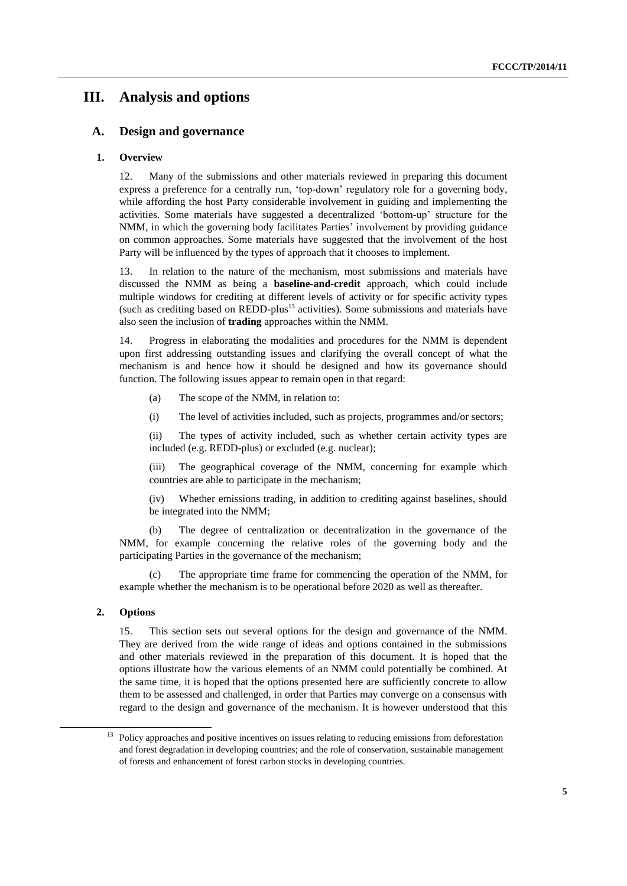# III. Analysis and options

## A. Design and governance

### 1. Overview

12. Many of the submissions and other materials reviewed in preparing this document express a preference for a centrally run, 'top-down' regulatory role for a governing body, while affording the host Party considerable involvement in guiding and implementing the activities. Some materials have suggested a decentralized 'bottom-up' structure for the NMM, in which the governing body facilitates Parties' involvement by providing guidance on common approaches. Some materials have suggested that the involvement of the host Party will be influenced by the types of approach that it chooses to implement.

13. In relation to the nature of the mechanism, most submissions and materials have discussed the NMM as being a **baseline-and-credit** approach, which could include multiple windows for crediting at different levels of activity or for specific activity types (such as crediting based on REDD-plus[13] activities). Some submissions and materials have also seen the inclusion of **trading** approaches within the NMM.

14. Progress in elaborating the modalities and procedures for the NMM is dependent upon first addressing outstanding issues and clarifying the overall concept of what the mechanism is and hence how it should be designed and how its governance should function. The following issues appear to remain open in that regard:

(a) The scope of the NMM, in relation to:

(i) The level of activities included, such as projects, programmes and/or sectors;

(ii) The types of activity included, such as whether certain activity types are included (e.g. REDD-plus) or excluded (e.g. nuclear);

(iii) The geographical coverage of the NMM, concerning for example which countries are able to participate in the mechanism;

(iv) Whether emissions trading, in addition to crediting against baselines, should be integrated into the NMM;

(b) The degree of centralization or decentralization in the governance of the NMM, for example concerning the relative roles of the governing body and the participating Parties in the governance of the mechanism;

(c) The appropriate time frame for commencing the operation of the NMM, for example whether the mechanism is to be operational before 2020 as well as thereafter.

### 2. Options

15. This section sets out several options for the design and governance of the NMM. They are derived from the wide range of ideas and options contained in the submissions and other materials reviewed in the preparation of this document. It is hoped that the options illustrate how the various elements of an NMM could potentially be combined. At the same time, it is hoped that the options presented here are sufficiently concrete to allow them to be assessed and challenged, in order that Parties may converge on a consensus with regard to the design and governance of the mechanism. It is however understood that this

[13] Policy approaches and positive incentives on issues relating to reducing emissions from deforestation and forest degradation in developing countries; and the role of conservation, sustainable management of forests and enhancement of forest carbon stocks in developing countries.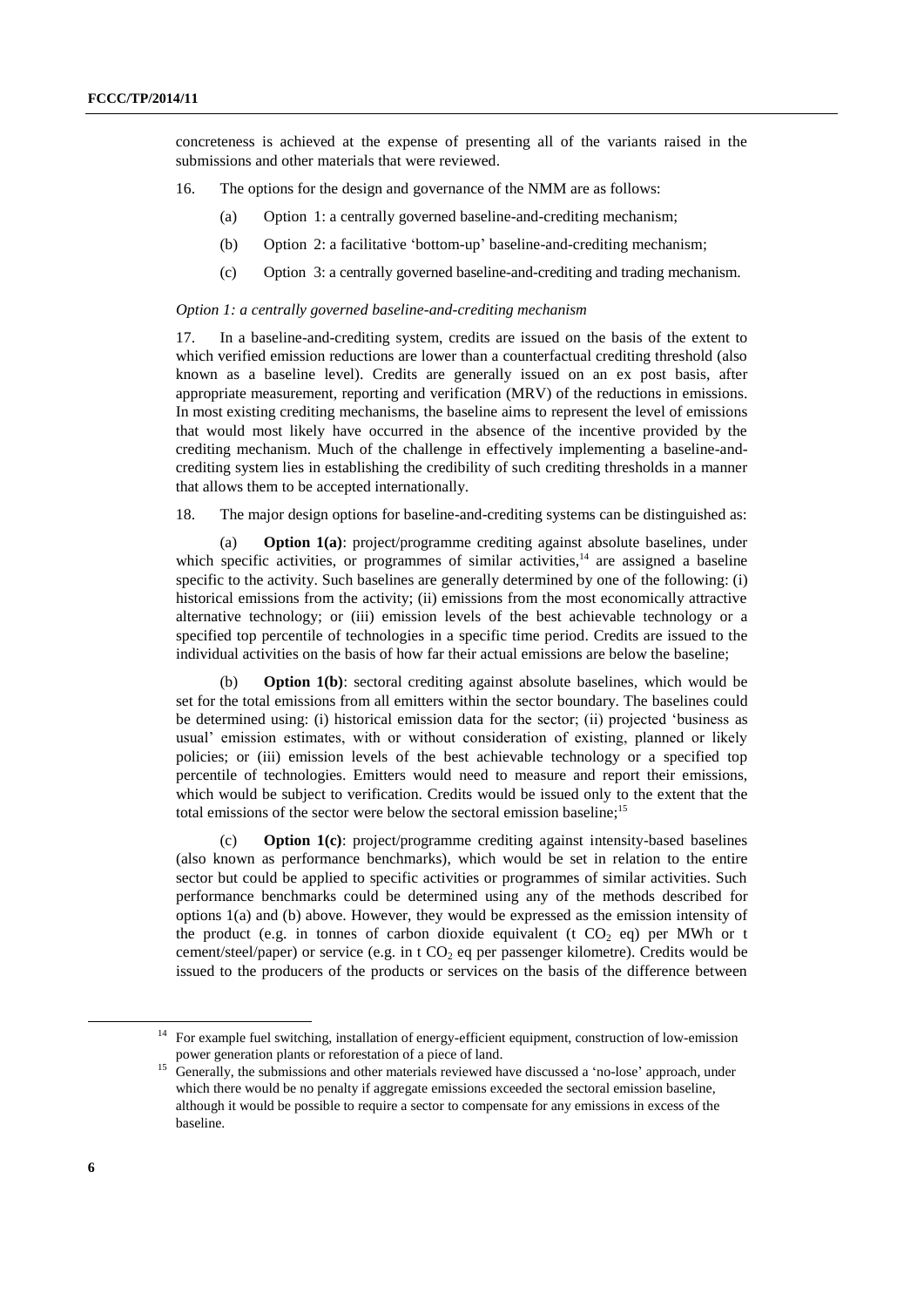concreteness is achieved at the expense of presenting all of the variants raised in the submissions and other materials that were reviewed.

16. The options for the design and governance of the NMM are as follows:

(a) Option 1: a centrally governed baseline-and-crediting mechanism;

(b) Option 2: a facilitative 'bottom-up' baseline-and-crediting mechanism;

(c) Option 3: a centrally governed baseline-and-crediting and trading mechanism.

*Option 1: a centrally governed baseline-and-crediting mechanism*

17. In a baseline-and-crediting system, credits are issued on the basis of the extent to which verified emission reductions are lower than a counterfactual crediting threshold (also known as a baseline level). Credits are generally issued on an ex post basis, after appropriate measurement, reporting and verification (MRV) of the reductions in emissions. In most existing crediting mechanisms, the baseline aims to represent the level of emissions that would most likely have occurred in the absence of the incentive provided by the crediting mechanism. Much of the challenge in effectively implementing a baseline-and-crediting system lies in establishing the credibility of such crediting thresholds in a manner that allows them to be accepted internationally.

18. The major design options for baseline-and-crediting systems can be distinguished as:

(a) **Option 1(a)**: project/programme crediting against absolute baselines, under which specific activities, or programmes of similar activities,[14] are assigned a baseline specific to the activity. Such baselines are generally determined by one of the following: (i) historical emissions from the activity; (ii) emissions from the most economically attractive alternative technology; or (iii) emission levels of the best achievable technology or a specified top percentile of technologies in a specific time period. Credits are issued to the individual activities on the basis of how far their actual emissions are below the baseline;

(b) **Option 1(b)**: sectoral crediting against absolute baselines, which would be set for the total emissions from all emitters within the sector boundary. The baselines could be determined using: (i) historical emission data for the sector; (ii) projected 'business as usual' emission estimates, with or without consideration of existing, planned or likely policies; or (iii) emission levels of the best achievable technology or a specified top percentile of technologies. Emitters would need to measure and report their emissions, which would be subject to verification. Credits would be issued only to the extent that the total emissions of the sector were below the sectoral emission baseline;[15]

(c) **Option 1(c)**: project/programme crediting against intensity-based baselines (also known as performance benchmarks), which would be set in relation to the entire sector but could be applied to specific activities or programmes of similar activities. Such performance benchmarks could be determined using any of the methods described for options 1(a) and (b) above. However, they would be expressed as the emission intensity of the product (e.g. in tonnes of carbon dioxide equivalent (t $CO_2$ eq) per MWh or t cement/steel/paper) or service (e.g. in t $CO_2$ eq per passenger kilometre). Credits would be issued to the producers of the products or services on the basis of the difference between

---

[14] For example fuel switching, installation of energy-efficient equipment, construction of low-emission power generation plants or reforestation of a piece of land.

[15] Generally, the submissions and other materials reviewed have discussed a 'no-lose' approach, under which there would be no penalty if aggregate emissions exceeded the sectoral emission baseline, although it would be possible to require a sector to compensate for any emissions in excess of the baseline.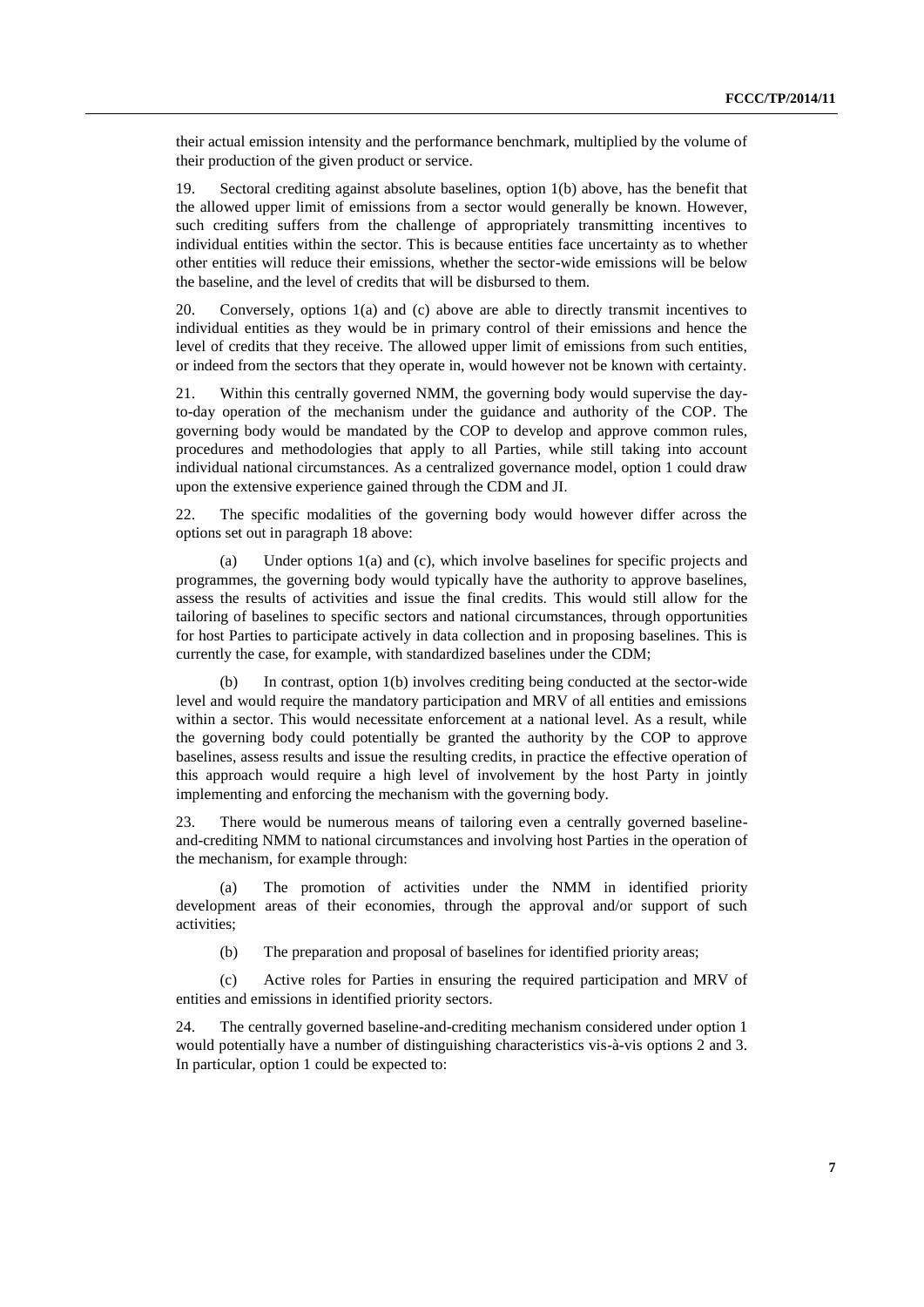their actual emission intensity and the performance benchmark, multiplied by the volume of their production of the given product or service.

19. Sectoral crediting against absolute baselines, option 1(b) above, has the benefit that the allowed upper limit of emissions from a sector would generally be known. However, such crediting suffers from the challenge of appropriately transmitting incentives to individual entities within the sector. This is because entities face uncertainty as to whether other entities will reduce their emissions, whether the sector-wide emissions will be below the baseline, and the level of credits that will be disbursed to them.

20. Conversely, options 1(a) and (c) above are able to directly transmit incentives to individual entities as they would be in primary control of their emissions and hence the level of credits that they receive. The allowed upper limit of emissions from such entities, or indeed from the sectors that they operate in, would however not be known with certainty.

21. Within this centrally governed NMM, the governing body would supervise the day-to-day operation of the mechanism under the guidance and authority of the COP. The governing body would be mandated by the COP to develop and approve common rules, procedures and methodologies that apply to all Parties, while still taking into account individual national circumstances. As a centralized governance model, option 1 could draw upon the extensive experience gained through the CDM and JI.

22. The specific modalities of the governing body would however differ across the options set out in paragraph 18 above:

(a) Under options 1(a) and (c), which involve baselines for specific projects and programmes, the governing body would typically have the authority to approve baselines, assess the results of activities and issue the final credits. This would still allow for the tailoring of baselines to specific sectors and national circumstances, through opportunities for host Parties to participate actively in data collection and in proposing baselines. This is currently the case, for example, with standardized baselines under the CDM;

(b) In contrast, option 1(b) involves crediting being conducted at the sector-wide level and would require the mandatory participation and MRV of all entities and emissions within a sector. This would necessitate enforcement at a national level. As a result, while the governing body could potentially be granted the authority by the COP to approve baselines, assess results and issue the resulting credits, in practice the effective operation of this approach would require a high level of involvement by the host Party in jointly implementing and enforcing the mechanism with the governing body.

23. There would be numerous means of tailoring even a centrally governed baseline-and-crediting NMM to national circumstances and involving host Parties in the operation of the mechanism, for example through:

(a) The promotion of activities under the NMM in identified priority development areas of their economies, through the approval and/or support of such activities;

(b) The preparation and proposal of baselines for identified priority areas;

(c) Active roles for Parties in ensuring the required participation and MRV of entities and emissions in identified priority sectors.

24. The centrally governed baseline-and-crediting mechanism considered under option 1 would potentially have a number of distinguishing characteristics vis-à-vis options 2 and 3. In particular, option 1 could be expected to: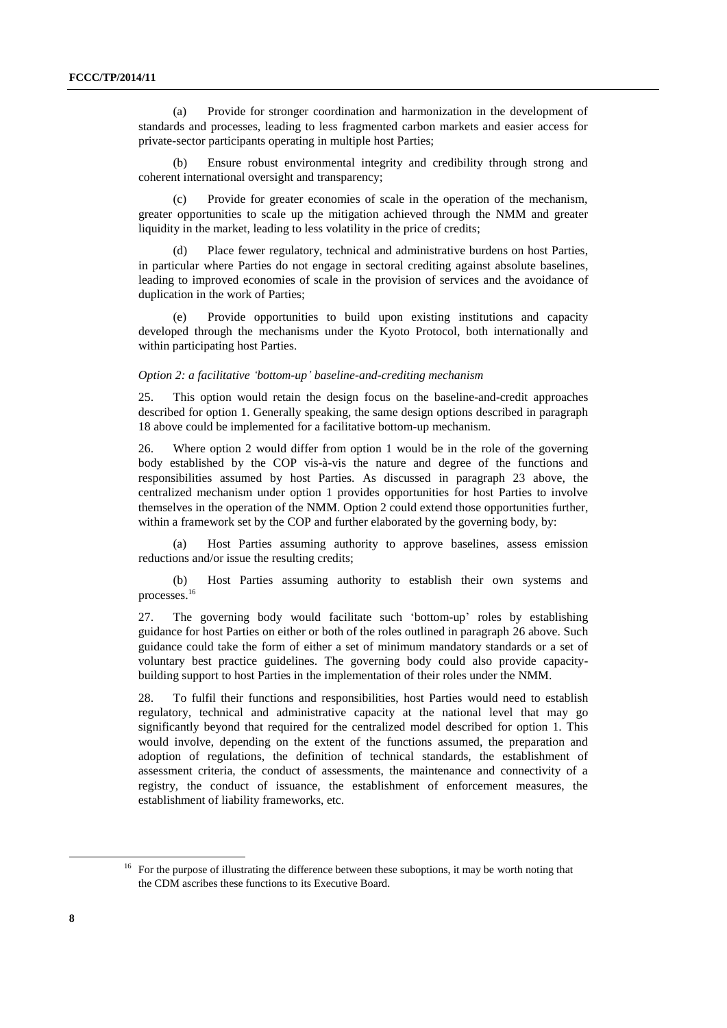(a) Provide for stronger coordination and harmonization in the development of standards and processes, leading to less fragmented carbon markets and easier access for private-sector participants operating in multiple host Parties;

(b) Ensure robust environmental integrity and credibility through strong and coherent international oversight and transparency;

(c) Provide for greater economies of scale in the operation of the mechanism, greater opportunities to scale up the mitigation achieved through the NMM and greater liquidity in the market, leading to less volatility in the price of credits;

(d) Place fewer regulatory, technical and administrative burdens on host Parties, in particular where Parties do not engage in sectoral crediting against absolute baselines, leading to improved economies of scale in the provision of services and the avoidance of duplication in the work of Parties;

(e) Provide opportunities to build upon existing institutions and capacity developed through the mechanisms under the Kyoto Protocol, both internationally and within participating host Parties.

*Option 2: a facilitative 'bottom-up' baseline-and-crediting mechanism*

25. This option would retain the design focus on the baseline-and-credit approaches described for option 1. Generally speaking, the same design options described in paragraph 18 above could be implemented for a facilitative bottom-up mechanism.

26. Where option 2 would differ from option 1 would be in the role of the governing body established by the COP vis-à-vis the nature and degree of the functions and responsibilities assumed by host Parties. As discussed in paragraph 23 above, the centralized mechanism under option 1 provides opportunities for host Parties to involve themselves in the operation of the NMM. Option 2 could extend those opportunities further, within a framework set by the COP and further elaborated by the governing body, by:

(a) Host Parties assuming authority to approve baselines, assess emission reductions and/or issue the resulting credits;

(b) Host Parties assuming authority to establish their own systems and processes.[16]

27. The governing body would facilitate such 'bottom-up' roles by establishing guidance for host Parties on either or both of the roles outlined in paragraph 26 above. Such guidance could take the form of either a set of minimum mandatory standards or a set of voluntary best practice guidelines. The governing body could also provide capacity-building support to host Parties in the implementation of their roles under the NMM.

28. To fulfil their functions and responsibilities, host Parties would need to establish regulatory, technical and administrative capacity at the national level that may go significantly beyond that required for the centralized model described for option 1. This would involve, depending on the extent of the functions assumed, the preparation and adoption of regulations, the definition of technical standards, the establishment of assessment criteria, the conduct of assessments, the maintenance and connectivity of a registry, the conduct of issuance, the establishment of enforcement measures, the establishment of liability frameworks, etc.

---

[16] For the purpose of illustrating the difference between these suboptions, it may be worth noting that the CDM ascribes these functions to its Executive Board.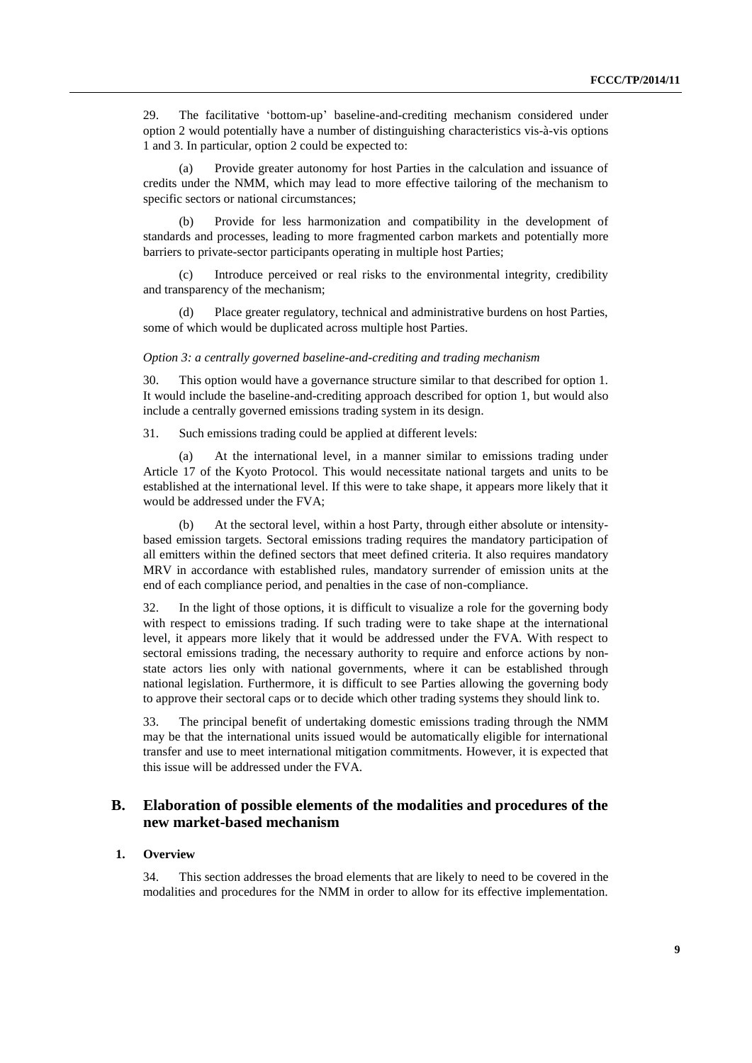29. The facilitative 'bottom-up' baseline-and-crediting mechanism considered under option 2 would potentially have a number of distinguishing characteristics vis-à-vis options 1 and 3. In particular, option 2 could be expected to:

(a) Provide greater autonomy for host Parties in the calculation and issuance of credits under the NMM, which may lead to more effective tailoring of the mechanism to specific sectors or national circumstances;

(b) Provide for less harmonization and compatibility in the development of standards and processes, leading to more fragmented carbon markets and potentially more barriers to private-sector participants operating in multiple host Parties;

(c) Introduce perceived or real risks to the environmental integrity, credibility and transparency of the mechanism;

(d) Place greater regulatory, technical and administrative burdens on host Parties, some of which would be duplicated across multiple host Parties.

*Option 3: a centrally governed baseline-and-crediting and trading mechanism*

30. This option would have a governance structure similar to that described for option 1. It would include the baseline-and-crediting approach described for option 1, but would also include a centrally governed emissions trading system in its design.

31. Such emissions trading could be applied at different levels:

(a) At the international level, in a manner similar to emissions trading under Article 17 of the Kyoto Protocol. This would necessitate national targets and units to be established at the international level. If this were to take shape, it appears more likely that it would be addressed under the FVA;

(b) At the sectoral level, within a host Party, through either absolute or intensity-based emission targets. Sectoral emissions trading requires the mandatory participation of all emitters within the defined sectors that meet defined criteria. It also requires mandatory MRV in accordance with established rules, mandatory surrender of emission units at the end of each compliance period, and penalties in the case of non-compliance.

32. In the light of those options, it is difficult to visualize a role for the governing body with respect to emissions trading. If such trading were to take shape at the international level, it appears more likely that it would be addressed under the FVA. With respect to sectoral emissions trading, the necessary authority to require and enforce actions by non-state actors lies only with national governments, where it can be established through national legislation. Furthermore, it is difficult to see Parties allowing the governing body to approve their sectoral caps or to decide which other trading systems they should link to.

33. The principal benefit of undertaking domestic emissions trading through the NMM may be that the international units issued would be automatically eligible for international transfer and use to meet international mitigation commitments. However, it is expected that this issue will be addressed under the FVA.

## B. Elaboration of possible elements of the modalities and procedures of the new market-based mechanism

### 1. Overview

34. This section addresses the broad elements that are likely to need to be covered in the modalities and procedures for the NMM in order to allow for its effective implementation.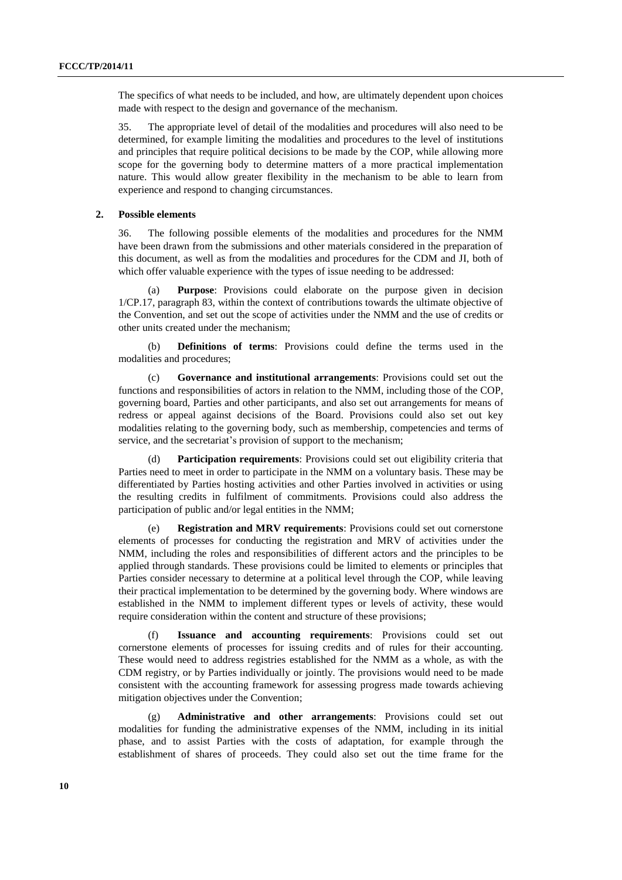The specifics of what needs to be included, and how, are ultimately dependent upon choices made with respect to the design and governance of the mechanism.

35. The appropriate level of detail of the modalities and procedures will also need to be determined, for example limiting the modalities and procedures to the level of institutions and principles that require political decisions to be made by the COP, while allowing more scope for the governing body to determine matters of a more practical implementation nature. This would allow greater flexibility in the mechanism to be able to learn from experience and respond to changing circumstances.

### 2. Possible elements

36. The following possible elements of the modalities and procedures for the NMM have been drawn from the submissions and other materials considered in the preparation of this document, as well as from the modalities and procedures for the CDM and JI, both of which offer valuable experience with the types of issue needing to be addressed:

(a) **Purpose**: Provisions could elaborate on the purpose given in decision 1/CP.17, paragraph 83, within the context of contributions towards the ultimate objective of the Convention, and set out the scope of activities under the NMM and the use of credits or other units created under the mechanism;

(b) **Definitions of terms**: Provisions could define the terms used in the modalities and procedures;

(c) **Governance and institutional arrangements**: Provisions could set out the functions and responsibilities of actors in relation to the NMM, including those of the COP, governing board, Parties and other participants, and also set out arrangements for means of redress or appeal against decisions of the Board. Provisions could also set out key modalities relating to the governing body, such as membership, competencies and terms of service, and the secretariat's provision of support to the mechanism;

(d) **Participation requirements**: Provisions could set out eligibility criteria that Parties need to meet in order to participate in the NMM on a voluntary basis. These may be differentiated by Parties hosting activities and other Parties involved in activities or using the resulting credits in fulfilment of commitments. Provisions could also address the participation of public and/or legal entities in the NMM;

(e) **Registration and MRV requirements**: Provisions could set out cornerstone elements of processes for conducting the registration and MRV of activities under the NMM, including the roles and responsibilities of different actors and the principles to be applied through standards. These provisions could be limited to elements or principles that Parties consider necessary to determine at a political level through the COP, while leaving their practical implementation to be determined by the governing body. Where windows are established in the NMM to implement different types or levels of activity, these would require consideration within the content and structure of these provisions;

(f) **Issuance and accounting requirements**: Provisions could set out cornerstone elements of processes for issuing credits and of rules for their accounting. These would need to address registries established for the NMM as a whole, as with the CDM registry, or by Parties individually or jointly. The provisions would need to be made consistent with the accounting framework for assessing progress made towards achieving mitigation objectives under the Convention;

(g) **Administrative and other arrangements**: Provisions could set out modalities for funding the administrative expenses of the NMM, including in its initial phase, and to assist Parties with the costs of adaptation, for example through the establishment of shares of proceeds. They could also set out the time frame for the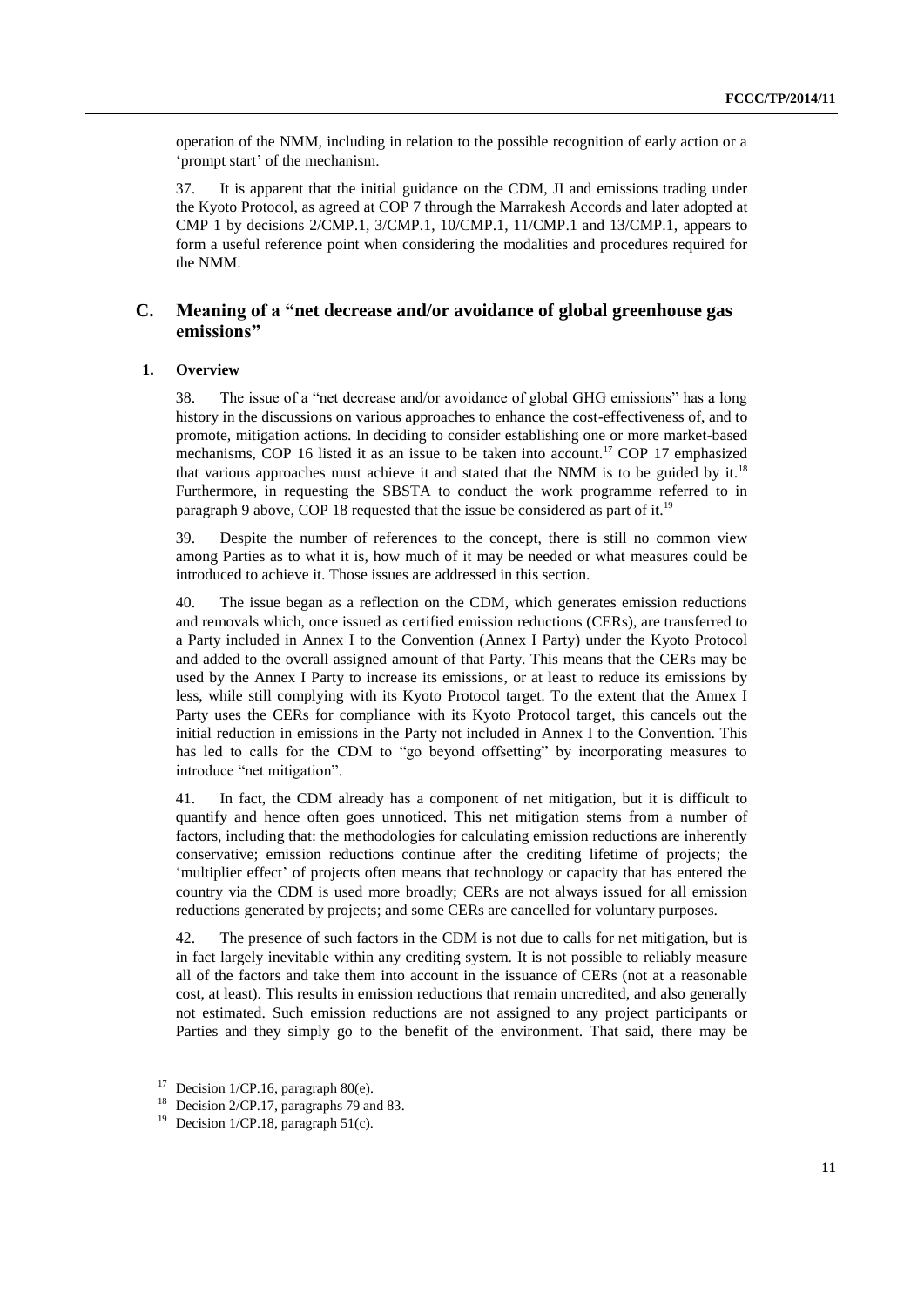operation of the NMM, including in relation to the possible recognition of early action or a 'prompt start' of the mechanism.

37. It is apparent that the initial guidance on the CDM, JI and emissions trading under the Kyoto Protocol, as agreed at COP 7 through the Marrakesh Accords and later adopted at CMP 1 by decisions 2/CMP.1, 3/CMP.1, 10/CMP.1, 11/CMP.1 and 13/CMP.1, appears to form a useful reference point when considering the modalities and procedures required for the NMM.

## C. Meaning of a "net decrease and/or avoidance of global greenhouse gas emissions"

### 1. Overview

38. The issue of a "net decrease and/or avoidance of global GHG emissions" has a long history in the discussions on various approaches to enhance the cost-effectiveness of, and to promote, mitigation actions. In deciding to consider establishing one or more market-based mechanisms, COP 16 listed it as an issue to be taken into account.[17] COP 17 emphasized that various approaches must achieve it and stated that the NMM is to be guided by it.[18] Furthermore, in requesting the SBSTA to conduct the work programme referred to in paragraph 9 above, COP 18 requested that the issue be considered as part of it.[19]

39. Despite the number of references to the concept, there is still no common view among Parties as to what it is, how much of it may be needed or what measures could be introduced to achieve it. Those issues are addressed in this section.

40. The issue began as a reflection on the CDM, which generates emission reductions and removals which, once issued as certified emission reductions (CERs), are transferred to a Party included in Annex I to the Convention (Annex I Party) under the Kyoto Protocol and added to the overall assigned amount of that Party. This means that the CERs may be used by the Annex I Party to increase its emissions, or at least to reduce its emissions by less, while still complying with its Kyoto Protocol target. To the extent that the Annex I Party uses the CERs for compliance with its Kyoto Protocol target, this cancels out the initial reduction in emissions in the Party not included in Annex I to the Convention. This has led to calls for the CDM to "go beyond offsetting" by incorporating measures to introduce "net mitigation".

41. In fact, the CDM already has a component of net mitigation, but it is difficult to quantify and hence often goes unnoticed. This net mitigation stems from a number of factors, including that: the methodologies for calculating emission reductions are inherently conservative; emission reductions continue after the crediting lifetime of projects; the 'multiplier effect' of projects often means that technology or capacity that has entered the country via the CDM is used more broadly; CERs are not always issued for all emission reductions generated by projects; and some CERs are cancelled for voluntary purposes.

42. The presence of such factors in the CDM is not due to calls for net mitigation, but is in fact largely inevitable within any crediting system. It is not possible to reliably measure all of the factors and take them into account in the issuance of CERs (not at a reasonable cost, at least). This results in emission reductions that remain uncredited, and also generally not estimated. Such emission reductions are not assigned to any project participants or Parties and they simply go to the benefit of the environment. That said, there may be

[17] Decision 1/CP.16, paragraph 80(e).

[18] Decision 2/CP.17, paragraphs 79 and 83.

[19] Decision 1/CP.18, paragraph 51(c).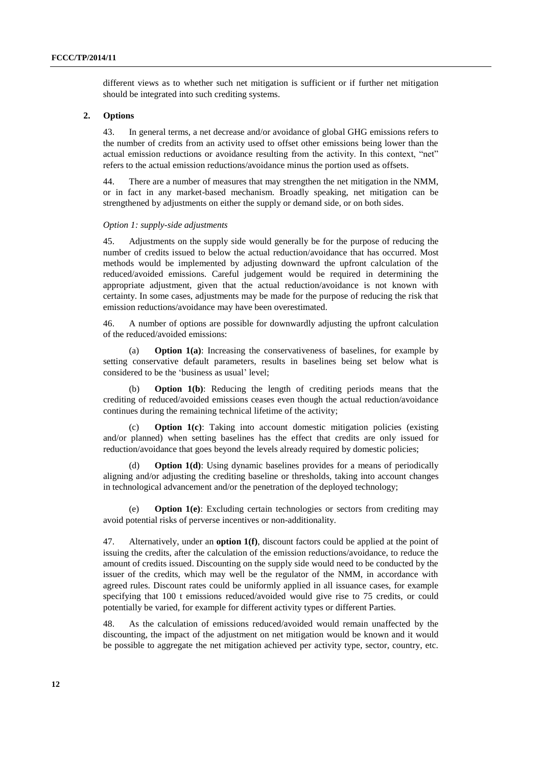different views as to whether such net mitigation is sufficient or if further net mitigation should be integrated into such crediting systems.

### 2. Options

43. In general terms, a net decrease and/or avoidance of global GHG emissions refers to the number of credits from an activity used to offset other emissions being lower than the actual emission reductions or avoidance resulting from the activity. In this context, "net" refers to the actual emission reductions/avoidance minus the portion used as offsets.

44. There are a number of measures that may strengthen the net mitigation in the NMM, or in fact in any market-based mechanism. Broadly speaking, net mitigation can be strengthened by adjustments on either the supply or demand side, or on both sides.

*Option 1: supply-side adjustments*

45. Adjustments on the supply side would generally be for the purpose of reducing the number of credits issued to below the actual reduction/avoidance that has occurred. Most methods would be implemented by adjusting downward the upfront calculation of the reduced/avoided emissions. Careful judgement would be required in determining the appropriate adjustment, given that the actual reduction/avoidance is not known with certainty. In some cases, adjustments may be made for the purpose of reducing the risk that emission reductions/avoidance may have been overestimated.

46. A number of options are possible for downwardly adjusting the upfront calculation of the reduced/avoided emissions:

(a) **Option 1(a)**: Increasing the conservativeness of baselines, for example by setting conservative default parameters, results in baselines being set below what is considered to be the 'business as usual' level;

(b) **Option 1(b)**: Reducing the length of crediting periods means that the crediting of reduced/avoided emissions ceases even though the actual reduction/avoidance continues during the remaining technical lifetime of the activity;

(c) **Option 1(c)**: Taking into account domestic mitigation policies (existing and/or planned) when setting baselines has the effect that credits are only issued for reduction/avoidance that goes beyond the levels already required by domestic policies;

(d) **Option 1(d)**: Using dynamic baselines provides for a means of periodically aligning and/or adjusting the crediting baseline or thresholds, taking into account changes in technological advancement and/or the penetration of the deployed technology;

(e) **Option 1(e)**: Excluding certain technologies or sectors from crediting may avoid potential risks of perverse incentives or non-additionality.

47. Alternatively, under an **option 1(f)**, discount factors could be applied at the point of issuing the credits, after the calculation of the emission reductions/avoidance, to reduce the amount of credits issued. Discounting on the supply side would need to be conducted by the issuer of the credits, which may well be the regulator of the NMM, in accordance with agreed rules. Discount rates could be uniformly applied in all issuance cases, for example specifying that 100 t emissions reduced/avoided would give rise to 75 credits, or could potentially be varied, for example for different activity types or different Parties.

48. As the calculation of emissions reduced/avoided would remain unaffected by the discounting, the impact of the adjustment on net mitigation would be known and it would be possible to aggregate the net mitigation achieved per activity type, sector, country, etc.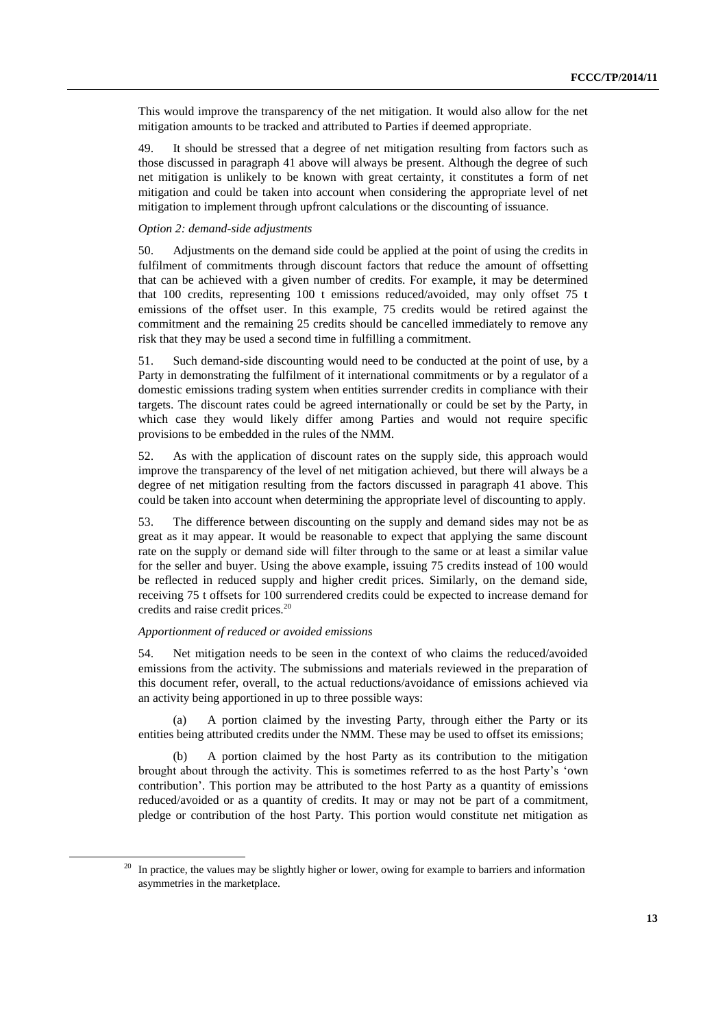This would improve the transparency of the net mitigation. It would also allow for the net mitigation amounts to be tracked and attributed to Parties if deemed appropriate.

49. It should be stressed that a degree of net mitigation resulting from factors such as those discussed in paragraph 41 above will always be present. Although the degree of such net mitigation is unlikely to be known with great certainty, it constitutes a form of net mitigation and could be taken into account when considering the appropriate level of net mitigation to implement through upfront calculations or the discounting of issuance.

*Option 2: demand-side adjustments*

50. Adjustments on the demand side could be applied at the point of using the credits in fulfilment of commitments through discount factors that reduce the amount of offsetting that can be achieved with a given number of credits. For example, it may be determined that 100 credits, representing 100 t emissions reduced/avoided, may only offset 75 t emissions of the offset user. In this example, 75 credits would be retired against the commitment and the remaining 25 credits should be cancelled immediately to remove any risk that they may be used a second time in fulfilling a commitment.

51. Such demand-side discounting would need to be conducted at the point of use, by a Party in demonstrating the fulfilment of it international commitments or by a regulator of a domestic emissions trading system when entities surrender credits in compliance with their targets. The discount rates could be agreed internationally or could be set by the Party, in which case they would likely differ among Parties and would not require specific provisions to be embedded in the rules of the NMM.

52. As with the application of discount rates on the supply side, this approach would improve the transparency of the level of net mitigation achieved, but there will always be a degree of net mitigation resulting from the factors discussed in paragraph 41 above. This could be taken into account when determining the appropriate level of discounting to apply.

53. The difference between discounting on the supply and demand sides may not be as great as it may appear. It would be reasonable to expect that applying the same discount rate on the supply or demand side will filter through to the same or at least a similar value for the seller and buyer. Using the above example, issuing 75 credits instead of 100 would be reflected in reduced supply and higher credit prices. Similarly, on the demand side, receiving 75 t offsets for 100 surrendered credits could be expected to increase demand for credits and raise credit prices.[20]

*Apportionment of reduced or avoided emissions*

54. Net mitigation needs to be seen in the context of who claims the reduced/avoided emissions from the activity. The submissions and materials reviewed in the preparation of this document refer, overall, to the actual reductions/avoidance of emissions achieved via an activity being apportioned in up to three possible ways:

(a) A portion claimed by the investing Party, through either the Party or its entities being attributed credits under the NMM. These may be used to offset its emissions;

(b) A portion claimed by the host Party as its contribution to the mitigation brought about through the activity. This is sometimes referred to as the host Party's 'own contribution'. This portion may be attributed to the host Party as a quantity of emissions reduced/avoided or as a quantity of credits. It may or may not be part of a commitment, pledge or contribution of the host Party. This portion would constitute net mitigation as

---

[20] In practice, the values may be slightly higher or lower, owing for example to barriers and information asymmetries in the marketplace.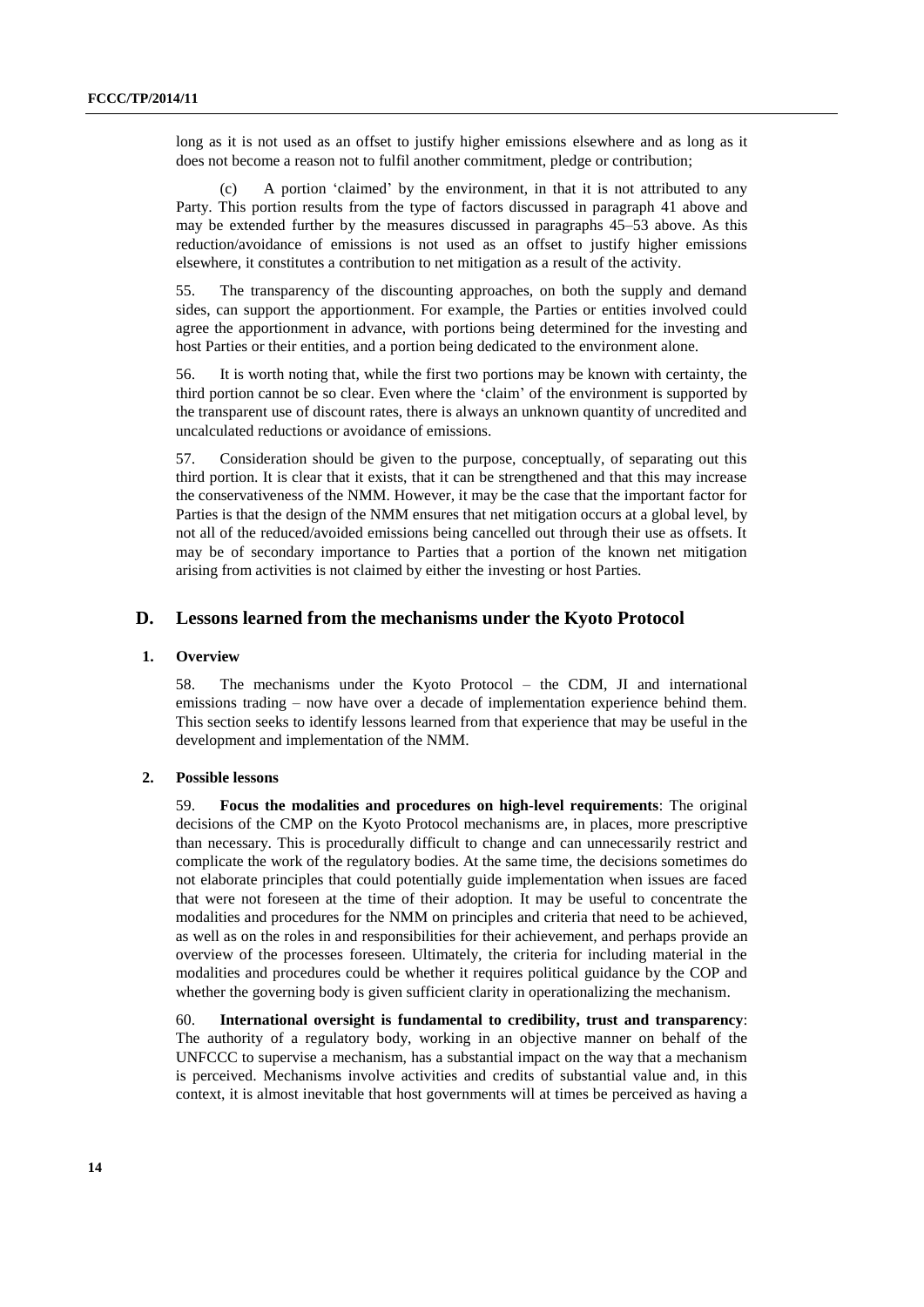long as it is not used as an offset to justify higher emissions elsewhere and as long as it does not become a reason not to fulfil another commitment, pledge or contribution;

(c) A portion 'claimed' by the environment, in that it is not attributed to any Party. This portion results from the type of factors discussed in paragraph 41 above and may be extended further by the measures discussed in paragraphs 45–53 above. As this reduction/avoidance of emissions is not used as an offset to justify higher emissions elsewhere, it constitutes a contribution to net mitigation as a result of the activity.

55. The transparency of the discounting approaches, on both the supply and demand sides, can support the apportionment. For example, the Parties or entities involved could agree the apportionment in advance, with portions being determined for the investing and host Parties or their entities, and a portion being dedicated to the environment alone.

56. It is worth noting that, while the first two portions may be known with certainty, the third portion cannot be so clear. Even where the 'claim' of the environment is supported by the transparent use of discount rates, there is always an unknown quantity of uncredited and uncalculated reductions or avoidance of emissions.

57. Consideration should be given to the purpose, conceptually, of separating out this third portion. It is clear that it exists, that it can be strengthened and that this may increase the conservativeness of the NMM. However, it may be the case that the important factor for Parties is that the design of the NMM ensures that net mitigation occurs at a global level, by not all of the reduced/avoided emissions being cancelled out through their use as offsets. It may be of secondary importance to Parties that a portion of the known net mitigation arising from activities is not claimed by either the investing or host Parties.

## D. Lessons learned from the mechanisms under the Kyoto Protocol

### 1. Overview

58. The mechanisms under the Kyoto Protocol – the CDM, JI and international emissions trading – now have over a decade of implementation experience behind them. This section seeks to identify lessons learned from that experience that may be useful in the development and implementation of the NMM.

### 2. Possible lessons

59. **Focus the modalities and procedures on high-level requirements**: The original decisions of the CMP on the Kyoto Protocol mechanisms are, in places, more prescriptive than necessary. This is procedurally difficult to change and can unnecessarily restrict and complicate the work of the regulatory bodies. At the same time, the decisions sometimes do not elaborate principles that could potentially guide implementation when issues are faced that were not foreseen at the time of their adoption. It may be useful to concentrate the modalities and procedures for the NMM on principles and criteria that need to be achieved, as well as on the roles in and responsibilities for their achievement, and perhaps provide an overview of the processes foreseen. Ultimately, the criteria for including material in the modalities and procedures could be whether it requires political guidance by the COP and whether the governing body is given sufficient clarity in operationalizing the mechanism.

60. **International oversight is fundamental to credibility, trust and transparency**: The authority of a regulatory body, working in an objective manner on behalf of the UNFCCC to supervise a mechanism, has a substantial impact on the way that a mechanism is perceived. Mechanisms involve activities and credits of substantial value and, in this context, it is almost inevitable that host governments will at times be perceived as having a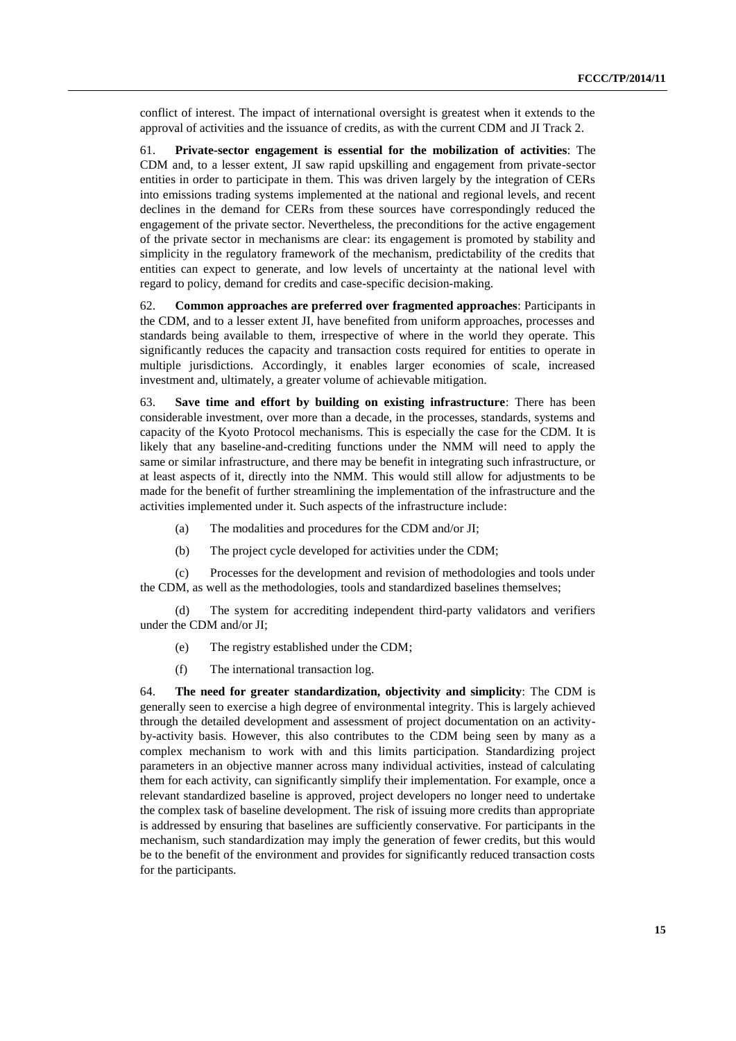conflict of interest. The impact of international oversight is greatest when it extends to the approval of activities and the issuance of credits, as with the current CDM and JI Track 2.

61. **Private-sector engagement is essential for the mobilization of activities**: The CDM and, to a lesser extent, JI saw rapid upskilling and engagement from private-sector entities in order to participate in them. This was driven largely by the integration of CERs into emissions trading systems implemented at the national and regional levels, and recent declines in the demand for CERs from these sources have correspondingly reduced the engagement of the private sector. Nevertheless, the preconditions for the active engagement of the private sector in mechanisms are clear: its engagement is promoted by stability and simplicity in the regulatory framework of the mechanism, predictability of the credits that entities can expect to generate, and low levels of uncertainty at the national level with regard to policy, demand for credits and case-specific decision-making.

62. **Common approaches are preferred over fragmented approaches**: Participants in the CDM, and to a lesser extent JI, have benefited from uniform approaches, processes and standards being available to them, irrespective of where in the world they operate. This significantly reduces the capacity and transaction costs required for entities to operate in multiple jurisdictions. Accordingly, it enables larger economies of scale, increased investment and, ultimately, a greater volume of achievable mitigation.

63. **Save time and effort by building on existing infrastructure**: There has been considerable investment, over more than a decade, in the processes, standards, systems and capacity of the Kyoto Protocol mechanisms. This is especially the case for the CDM. It is likely that any baseline-and-crediting functions under the NMM will need to apply the same or similar infrastructure, and there may be benefit in integrating such infrastructure, or at least aspects of it, directly into the NMM. This would still allow for adjustments to be made for the benefit of further streamlining the implementation of the infrastructure and the activities implemented under it. Such aspects of the infrastructure include:

(a) The modalities and procedures for the CDM and/or JI;

(b) The project cycle developed for activities under the CDM;

(c) Processes for the development and revision of methodologies and tools under the CDM, as well as the methodologies, tools and standardized baselines themselves;

(d) The system for accrediting independent third-party validators and verifiers under the CDM and/or JI;

(e) The registry established under the CDM;

(f) The international transaction log.

64. **The need for greater standardization, objectivity and simplicity**: The CDM is generally seen to exercise a high degree of environmental integrity. This is largely achieved through the detailed development and assessment of project documentation on an activity-by-activity basis. However, this also contributes to the CDM being seen by many as a complex mechanism to work with and this limits participation. Standardizing project parameters in an objective manner across many individual activities, instead of calculating them for each activity, can significantly simplify their implementation. For example, once a relevant standardized baseline is approved, project developers no longer need to undertake the complex task of baseline development. The risk of issuing more credits than appropriate is addressed by ensuring that baselines are sufficiently conservative. For participants in the mechanism, such standardization may imply the generation of fewer credits, but this would be to the benefit of the environment and provides for significantly reduced transaction costs for the participants.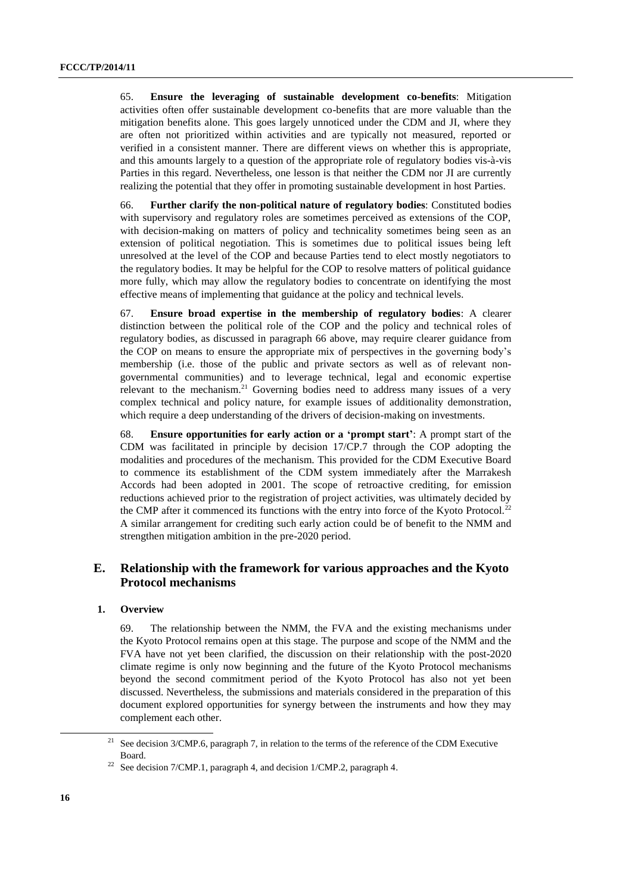65. **Ensure the leveraging of sustainable development co-benefits**: Mitigation activities often offer sustainable development co-benefits that are more valuable than the mitigation benefits alone. This goes largely unnoticed under the CDM and JI, where they are often not prioritized within activities and are typically not measured, reported or verified in a consistent manner. There are different views on whether this is appropriate, and this amounts largely to a question of the appropriate role of regulatory bodies vis-à-vis Parties in this regard. Nevertheless, one lesson is that neither the CDM nor JI are currently realizing the potential that they offer in promoting sustainable development in host Parties.

66. **Further clarify the non-political nature of regulatory bodies**: Constituted bodies with supervisory and regulatory roles are sometimes perceived as extensions of the COP, with decision-making on matters of policy and technicality sometimes being seen as an extension of political negotiation. This is sometimes due to political issues being left unresolved at the level of the COP and because Parties tend to elect mostly negotiators to the regulatory bodies. It may be helpful for the COP to resolve matters of political guidance more fully, which may allow the regulatory bodies to concentrate on identifying the most effective means of implementing that guidance at the policy and technical levels.

67. **Ensure broad expertise in the membership of regulatory bodies**: A clearer distinction between the political role of the COP and the policy and technical roles of regulatory bodies, as discussed in paragraph 66 above, may require clearer guidance from the COP on means to ensure the appropriate mix of perspectives in the governing body's membership (i.e. those of the public and private sectors as well as of relevant non-governmental communities) and to leverage technical, legal and economic expertise relevant to the mechanism.[21] Governing bodies need to address many issues of a very complex technical and policy nature, for example issues of additionality demonstration, which require a deep understanding of the drivers of decision-making on investments.

68. **Ensure opportunities for early action or a 'prompt start'**: A prompt start of the CDM was facilitated in principle by decision 17/CP.7 through the COP adopting the modalities and procedures of the mechanism. This provided for the CDM Executive Board to commence its establishment of the CDM system immediately after the Marrakesh Accords had been adopted in 2001. The scope of retroactive crediting, for emission reductions achieved prior to the registration of project activities, was ultimately decided by the CMP after it commenced its functions with the entry into force of the Kyoto Protocol.[22] A similar arrangement for crediting such early action could be of benefit to the NMM and strengthen mitigation ambition in the pre-2020 period.

## E. Relationship with the framework for various approaches and the Kyoto Protocol mechanisms

### 1. Overview

69. The relationship between the NMM, the FVA and the existing mechanisms under the Kyoto Protocol remains open at this stage. The purpose and scope of the NMM and the FVA have not yet been clarified, the discussion on their relationship with the post-2020 climate regime is only now beginning and the future of the Kyoto Protocol mechanisms beyond the second commitment period of the Kyoto Protocol has also not yet been discussed. Nevertheless, the submissions and materials considered in the preparation of this document explored opportunities for synergy between the instruments and how they may complement each other.

---

[21] See decision 3/CMP.6, paragraph 7, in relation to the terms of the reference of the CDM Executive Board.

[22] See decision 7/CMP.1, paragraph 4, and decision 1/CMP.2, paragraph 4.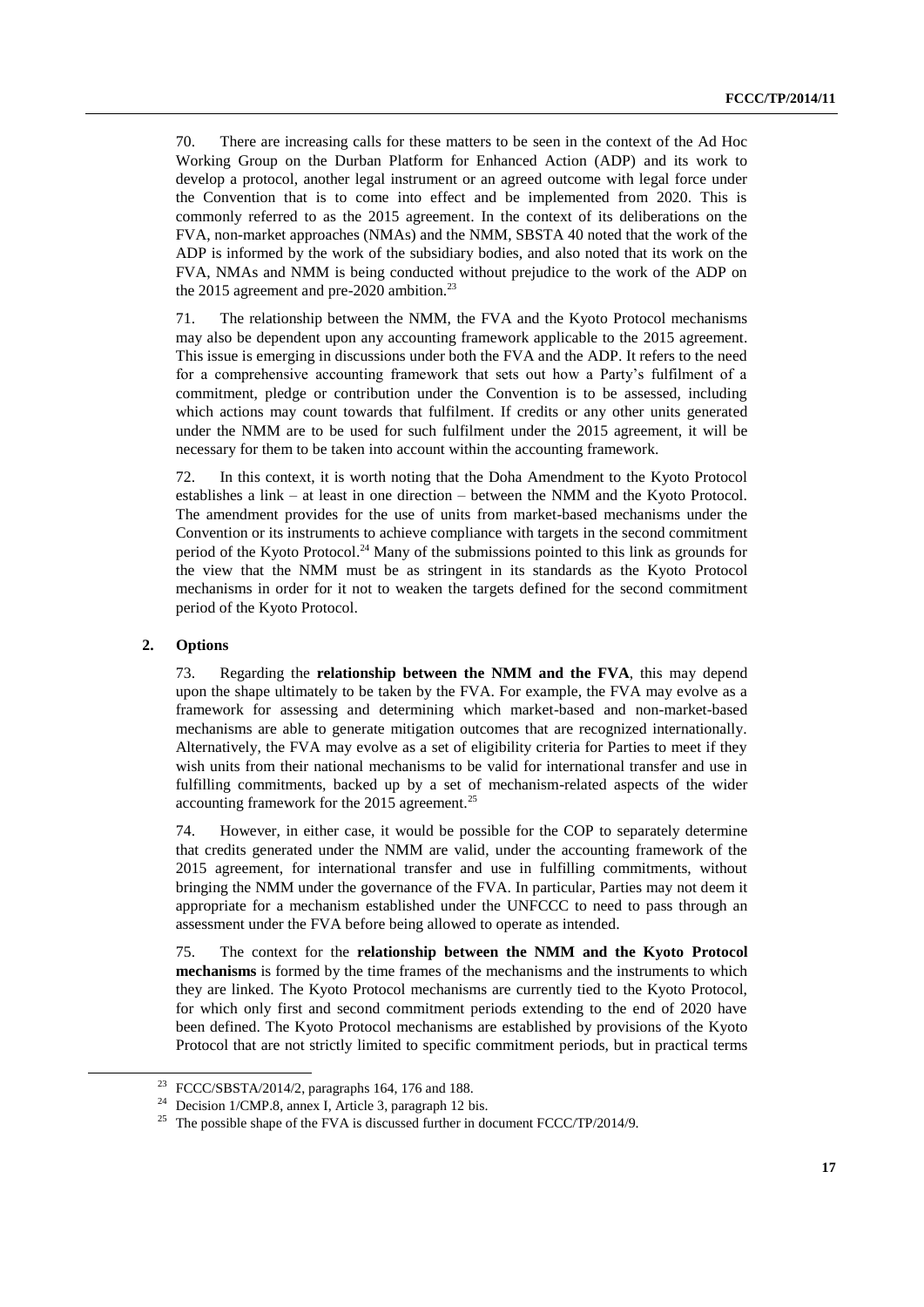70. There are increasing calls for these matters to be seen in the context of the Ad Hoc Working Group on the Durban Platform for Enhanced Action (ADP) and its work to develop a protocol, another legal instrument or an agreed outcome with legal force under the Convention that is to come into effect and be implemented from 2020. This is commonly referred to as the 2015 agreement. In the context of its deliberations on the FVA, non-market approaches (NMAs) and the NMM, SBSTA 40 noted that the work of the ADP is informed by the work of the subsidiary bodies, and also noted that its work on the FVA, NMAs and NMM is being conducted without prejudice to the work of the ADP on the 2015 agreement and pre-2020 ambition.[23]

71. The relationship between the NMM, the FVA and the Kyoto Protocol mechanisms may also be dependent upon any accounting framework applicable to the 2015 agreement. This issue is emerging in discussions under both the FVA and the ADP. It refers to the need for a comprehensive accounting framework that sets out how a Party's fulfilment of a commitment, pledge or contribution under the Convention is to be assessed, including which actions may count towards that fulfilment. If credits or any other units generated under the NMM are to be used for such fulfilment under the 2015 agreement, it will be necessary for them to be taken into account within the accounting framework.

72. In this context, it is worth noting that the Doha Amendment to the Kyoto Protocol establishes a link – at least in one direction – between the NMM and the Kyoto Protocol. The amendment provides for the use of units from market-based mechanisms under the Convention or its instruments to achieve compliance with targets in the second commitment period of the Kyoto Protocol.[24] Many of the submissions pointed to this link as grounds for the view that the NMM must be as stringent in its standards as the Kyoto Protocol mechanisms in order for it not to weaken the targets defined for the second commitment period of the Kyoto Protocol.

## 2. Options

73. Regarding the **relationship between the NMM and the FVA**, this may depend upon the shape ultimately to be taken by the FVA. For example, the FVA may evolve as a framework for assessing and determining which market-based and non-market-based mechanisms are able to generate mitigation outcomes that are recognized internationally. Alternatively, the FVA may evolve as a set of eligibility criteria for Parties to meet if they wish units from their national mechanisms to be valid for international transfer and use in fulfilling commitments, backed up by a set of mechanism-related aspects of the wider accounting framework for the 2015 agreement.[25]

74. However, in either case, it would be possible for the COP to separately determine that credits generated under the NMM are valid, under the accounting framework of the 2015 agreement, for international transfer and use in fulfilling commitments, without bringing the NMM under the governance of the FVA. In particular, Parties may not deem it appropriate for a mechanism established under the UNFCCC to need to pass through an assessment under the FVA before being allowed to operate as intended.

75. The context for the **relationship between the NMM and the Kyoto Protocol mechanisms** is formed by the time frames of the mechanisms and the instruments to which they are linked. The Kyoto Protocol mechanisms are currently tied to the Kyoto Protocol, for which only first and second commitment periods extending to the end of 2020 have been defined. The Kyoto Protocol mechanisms are established by provisions of the Kyoto Protocol that are not strictly limited to specific commitment periods, but in practical terms

---

[23] FCCC/SBSTA/2014/2, paragraphs 164, 176 and 188.

[24] Decision 1/CMP.8, annex I, Article 3, paragraph 12 bis.

[25] The possible shape of the FVA is discussed further in document FCCC/TP/2014/9.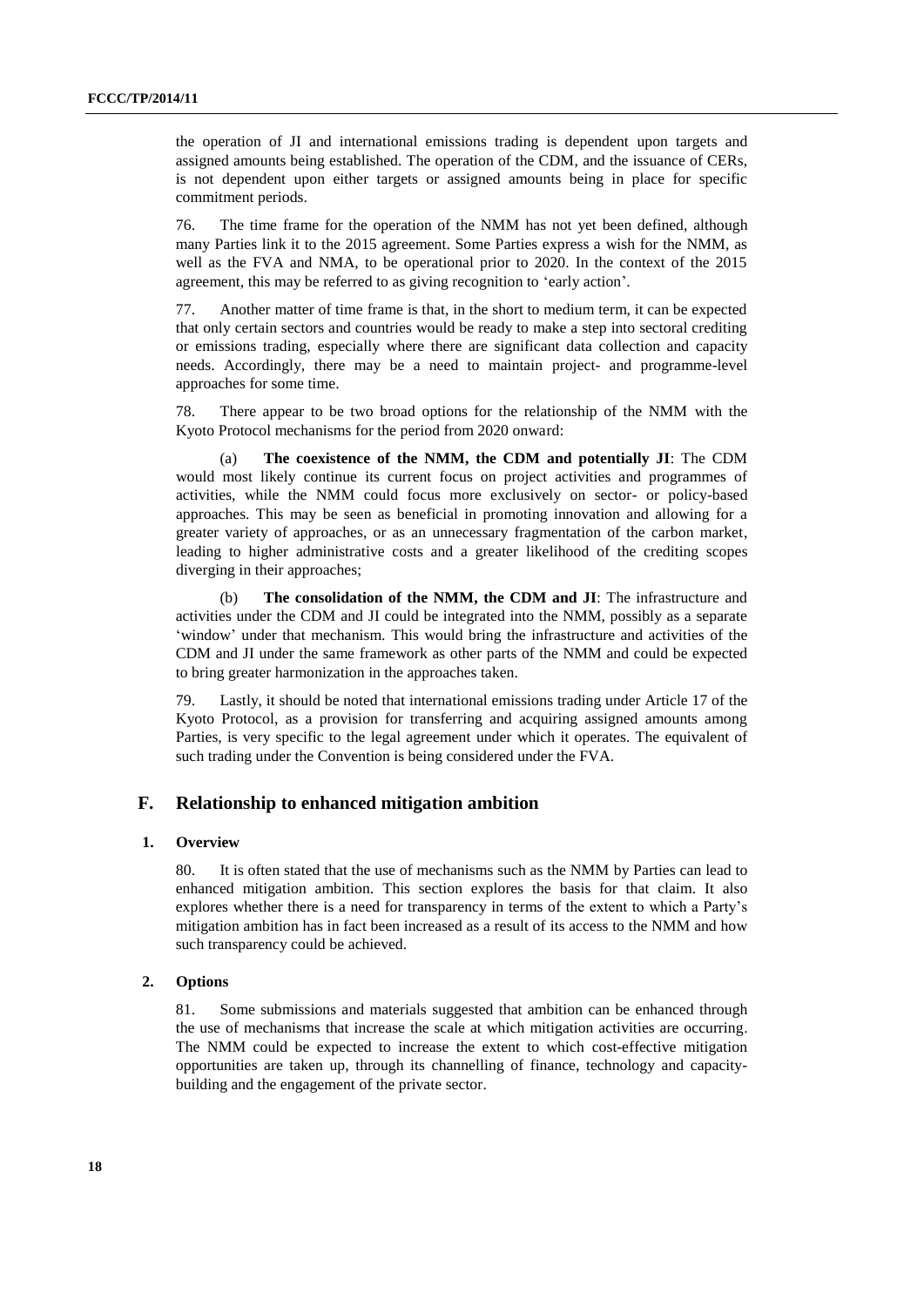the operation of JI and international emissions trading is dependent upon targets and assigned amounts being established. The operation of the CDM, and the issuance of CERs, is not dependent upon either targets or assigned amounts being in place for specific commitment periods.

76. The time frame for the operation of the NMM has not yet been defined, although many Parties link it to the 2015 agreement. Some Parties express a wish for the NMM, as well as the FVA and NMA, to be operational prior to 2020. In the context of the 2015 agreement, this may be referred to as giving recognition to 'early action'.

77. Another matter of time frame is that, in the short to medium term, it can be expected that only certain sectors and countries would be ready to make a step into sectoral crediting or emissions trading, especially where there are significant data collection and capacity needs. Accordingly, there may be a need to maintain project- and programme-level approaches for some time.

78. There appear to be two broad options for the relationship of the NMM with the Kyoto Protocol mechanisms for the period from 2020 onward:

(a) **The coexistence of the NMM, the CDM and potentially JI**: The CDM would most likely continue its current focus on project activities and programmes of activities, while the NMM could focus more exclusively on sector- or policy-based approaches. This may be seen as beneficial in promoting innovation and allowing for a greater variety of approaches, or as an unnecessary fragmentation of the carbon market, leading to higher administrative costs and a greater likelihood of the crediting scopes diverging in their approaches;

(b) **The consolidation of the NMM, the CDM and JI**: The infrastructure and activities under the CDM and JI could be integrated into the NMM, possibly as a separate 'window' under that mechanism. This would bring the infrastructure and activities of the CDM and JI under the same framework as other parts of the NMM and could be expected to bring greater harmonization in the approaches taken.

79. Lastly, it should be noted that international emissions trading under Article 17 of the Kyoto Protocol, as a provision for transferring and acquiring assigned amounts among Parties, is very specific to the legal agreement under which it operates. The equivalent of such trading under the Convention is being considered under the FVA.

## F. Relationship to enhanced mitigation ambition

### 1. Overview

80. It is often stated that the use of mechanisms such as the NMM by Parties can lead to enhanced mitigation ambition. This section explores the basis for that claim. It also explores whether there is a need for transparency in terms of the extent to which a Party's mitigation ambition has in fact been increased as a result of its access to the NMM and how such transparency could be achieved.

### 2. Options

81. Some submissions and materials suggested that ambition can be enhanced through the use of mechanisms that increase the scale at which mitigation activities are occurring. The NMM could be expected to increase the extent to which cost-effective mitigation opportunities are taken up, through its channelling of finance, technology and capacity-building and the engagement of the private sector.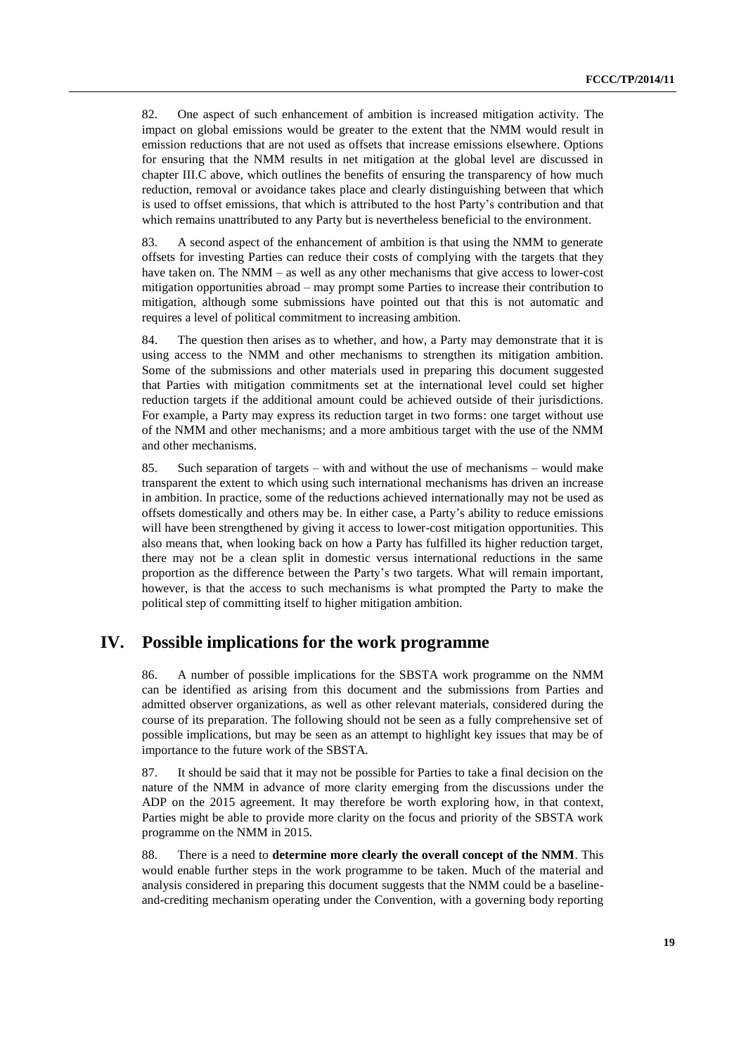82. One aspect of such enhancement of ambition is increased mitigation activity. The impact on global emissions would be greater to the extent that the NMM would result in emission reductions that are not used as offsets that increase emissions elsewhere. Options for ensuring that the NMM results in net mitigation at the global level are discussed in chapter III.C above, which outlines the benefits of ensuring the transparency of how much reduction, removal or avoidance takes place and clearly distinguishing between that which is used to offset emissions, that which is attributed to the host Party's contribution and that which remains unattributed to any Party but is nevertheless beneficial to the environment.

83. A second aspect of the enhancement of ambition is that using the NMM to generate offsets for investing Parties can reduce their costs of complying with the targets that they have taken on. The NMM – as well as any other mechanisms that give access to lower-cost mitigation opportunities abroad – may prompt some Parties to increase their contribution to mitigation, although some submissions have pointed out that this is not automatic and requires a level of political commitment to increasing ambition.

84. The question then arises as to whether, and how, a Party may demonstrate that it is using access to the NMM and other mechanisms to strengthen its mitigation ambition. Some of the submissions and other materials used in preparing this document suggested that Parties with mitigation commitments set at the international level could set higher reduction targets if the additional amount could be achieved outside of their jurisdictions. For example, a Party may express its reduction target in two forms: one target without use of the NMM and other mechanisms; and a more ambitious target with the use of the NMM and other mechanisms.

85. Such separation of targets – with and without the use of mechanisms – would make transparent the extent to which using such international mechanisms has driven an increase in ambition. In practice, some of the reductions achieved internationally may not be used as offsets domestically and others may be. In either case, a Party's ability to reduce emissions will have been strengthened by giving it access to lower-cost mitigation opportunities. This also means that, when looking back on how a Party has fulfilled its higher reduction target, there may not be a clean split in domestic versus international reductions in the same proportion as the difference between the Party's two targets. What will remain important, however, is that the access to such mechanisms is what prompted the Party to make the political step of committing itself to higher mitigation ambition.

## IV. Possible implications for the work programme

86. A number of possible implications for the SBSTA work programme on the NMM can be identified as arising from this document and the submissions from Parties and admitted observer organizations, as well as other relevant materials, considered during the course of its preparation. The following should not be seen as a fully comprehensive set of possible implications, but may be seen as an attempt to highlight key issues that may be of importance to the future work of the SBSTA.

87. It should be said that it may not be possible for Parties to take a final decision on the nature of the NMM in advance of more clarity emerging from the discussions under the ADP on the 2015 agreement. It may therefore be worth exploring how, in that context, Parties might be able to provide more clarity on the focus and priority of the SBSTA work programme on the NMM in 2015.

88. There is a need to **determine more clearly the overall concept of the NMM**. This would enable further steps in the work programme to be taken. Much of the material and analysis considered in preparing this document suggests that the NMM could be a baseline-and-crediting mechanism operating under the Convention, with a governing body reporting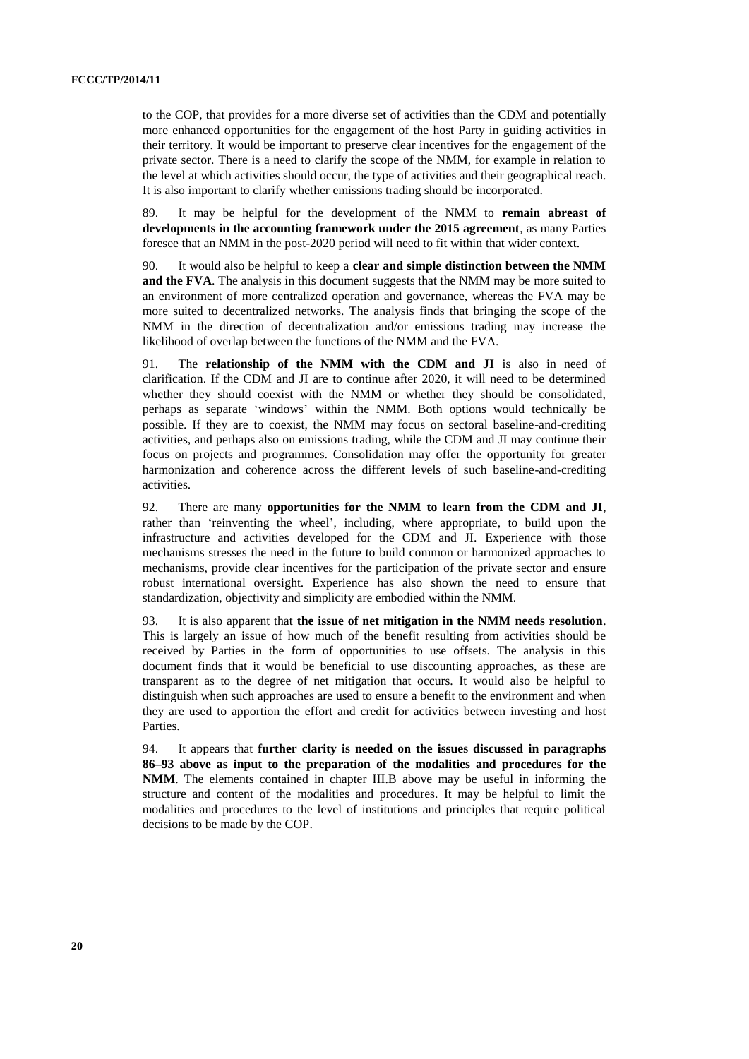to the COP, that provides for a more diverse set of activities than the CDM and potentially more enhanced opportunities for the engagement of the host Party in guiding activities in their territory. It would be important to preserve clear incentives for the engagement of the private sector. There is a need to clarify the scope of the NMM, for example in relation to the level at which activities should occur, the type of activities and their geographical reach. It is also important to clarify whether emissions trading should be incorporated.

89. It may be helpful for the development of the NMM to **remain abreast of developments in the accounting framework under the 2015 agreement**, as many Parties foresee that an NMM in the post-2020 period will need to fit within that wider context.

90. It would also be helpful to keep a **clear and simple distinction between the NMM and the FVA**. The analysis in this document suggests that the NMM may be more suited to an environment of more centralized operation and governance, whereas the FVA may be more suited to decentralized networks. The analysis finds that bringing the scope of the NMM in the direction of decentralization and/or emissions trading may increase the likelihood of overlap between the functions of the NMM and the FVA.

91. The **relationship of the NMM with the CDM and JI** is also in need of clarification. If the CDM and JI are to continue after 2020, it will need to be determined whether they should coexist with the NMM or whether they should be consolidated, perhaps as separate 'windows' within the NMM. Both options would technically be possible. If they are to coexist, the NMM may focus on sectoral baseline-and-crediting activities, and perhaps also on emissions trading, while the CDM and JI may continue their focus on projects and programmes. Consolidation may offer the opportunity for greater harmonization and coherence across the different levels of such baseline-and-crediting activities.

92. There are many **opportunities for the NMM to learn from the CDM and JI**, rather than 'reinventing the wheel', including, where appropriate, to build upon the infrastructure and activities developed for the CDM and JI. Experience with those mechanisms stresses the need in the future to build common or harmonized approaches to mechanisms, provide clear incentives for the participation of the private sector and ensure robust international oversight. Experience has also shown the need to ensure that standardization, objectivity and simplicity are embodied within the NMM.

93. It is also apparent that **the issue of net mitigation in the NMM needs resolution**. This is largely an issue of how much of the benefit resulting from activities should be received by Parties in the form of opportunities to use offsets. The analysis in this document finds that it would be beneficial to use discounting approaches, as these are transparent as to the degree of net mitigation that occurs. It would also be helpful to distinguish when such approaches are used to ensure a benefit to the environment and when they are used to apportion the effort and credit for activities between investing and host Parties.

94. It appears that **further clarity is needed on the issues discussed in paragraphs 86–93 above as input to the preparation of the modalities and procedures for the NMM**. The elements contained in chapter III.B above may be useful in informing the structure and content of the modalities and procedures. It may be helpful to limit the modalities and procedures to the level of institutions and principles that require political decisions to be made by the COP.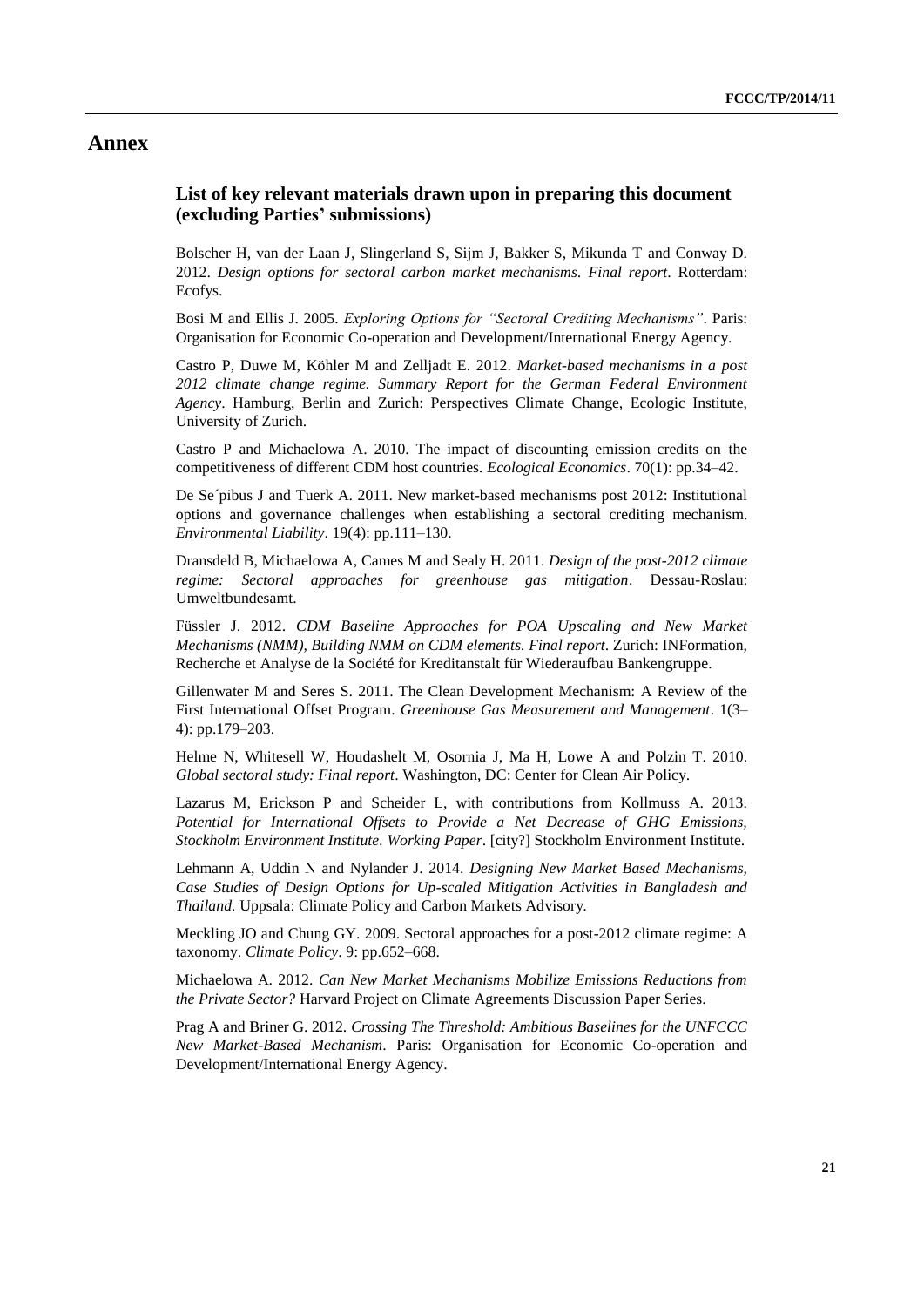# Annex

## List of key relevant materials drawn upon in preparing this document (excluding Parties' submissions)

Bolscher H, van der Laan J, Slingerland S, Sijm J, Bakker S, Mikunda T and Conway D. 2012. *Design options for sectoral carbon market mechanisms. Final report*. Rotterdam: Ecofys.

Bosi M and Ellis J. 2005. *Exploring Options for "Sectoral Crediting Mechanisms"*. Paris: Organisation for Economic Co-operation and Development/International Energy Agency.

Castro P, Duwe M, Köhler M and Zelljadt E. 2012. *Market-based mechanisms in a post 2012 climate change regime. Summary Report for the German Federal Environment Agency*. Hamburg, Berlin and Zurich: Perspectives Climate Change, Ecologic Institute, University of Zurich.

Castro P and Michaelowa A. 2010. The impact of discounting emission credits on the competitiveness of different CDM host countries. *Ecological Economics*. 70(1): pp.34–42.

De Se´pibus J and Tuerk A. 2011. New market-based mechanisms post 2012: Institutional options and governance challenges when establishing a sectoral crediting mechanism. *Environmental Liability*. 19(4): pp.111–130.

Dransdeld B, Michaelowa A, Cames M and Sealy H. 2011. *Design of the post-2012 climate regime: Sectoral approaches for greenhouse gas mitigation*. Dessau-Roslau: Umweltbundesamt.

Füssler J. 2012. *CDM Baseline Approaches for POA Upscaling and New Market Mechanisms (NMM), Building NMM on CDM elements. Final report*. Zurich: INFormation, Recherche et Analyse de la Société for Kreditanstalt für Wiederaufbau Bankengruppe.

Gillenwater M and Seres S. 2011. The Clean Development Mechanism: A Review of the First International Offset Program. *Greenhouse Gas Measurement and Management*. 1(3–4): pp.179–203.

Helme N, Whitesell W, Houdashelt M, Osornia J, Ma H, Lowe A and Polzin T. 2010. *Global sectoral study: Final report*. Washington, DC: Center for Clean Air Policy.

Lazarus M, Erickson P and Scheider L, with contributions from Kollmuss A. 2013. *Potential for International Offsets to Provide a Net Decrease of GHG Emissions, Stockholm Environment Institute. Working Paper*. [city?] Stockholm Environment Institute.

Lehmann A, Uddin N and Nylander J. 2014. *Designing New Market Based Mechanisms, Case Studies of Design Options for Up-scaled Mitigation Activities in Bangladesh and Thailand.* Uppsala: Climate Policy and Carbon Markets Advisory.

Meckling JO and Chung GY. 2009. Sectoral approaches for a post-2012 climate regime: A taxonomy. *Climate Policy*. 9: pp.652–668.

Michaelowa A. 2012. *Can New Market Mechanisms Mobilize Emissions Reductions from the Private Sector?* Harvard Project on Climate Agreements Discussion Paper Series.

Prag A and Briner G. 2012. *Crossing The Threshold: Ambitious Baselines for the UNFCCC New Market-Based Mechanism*. Paris: Organisation for Economic Co-operation and Development/International Energy Agency.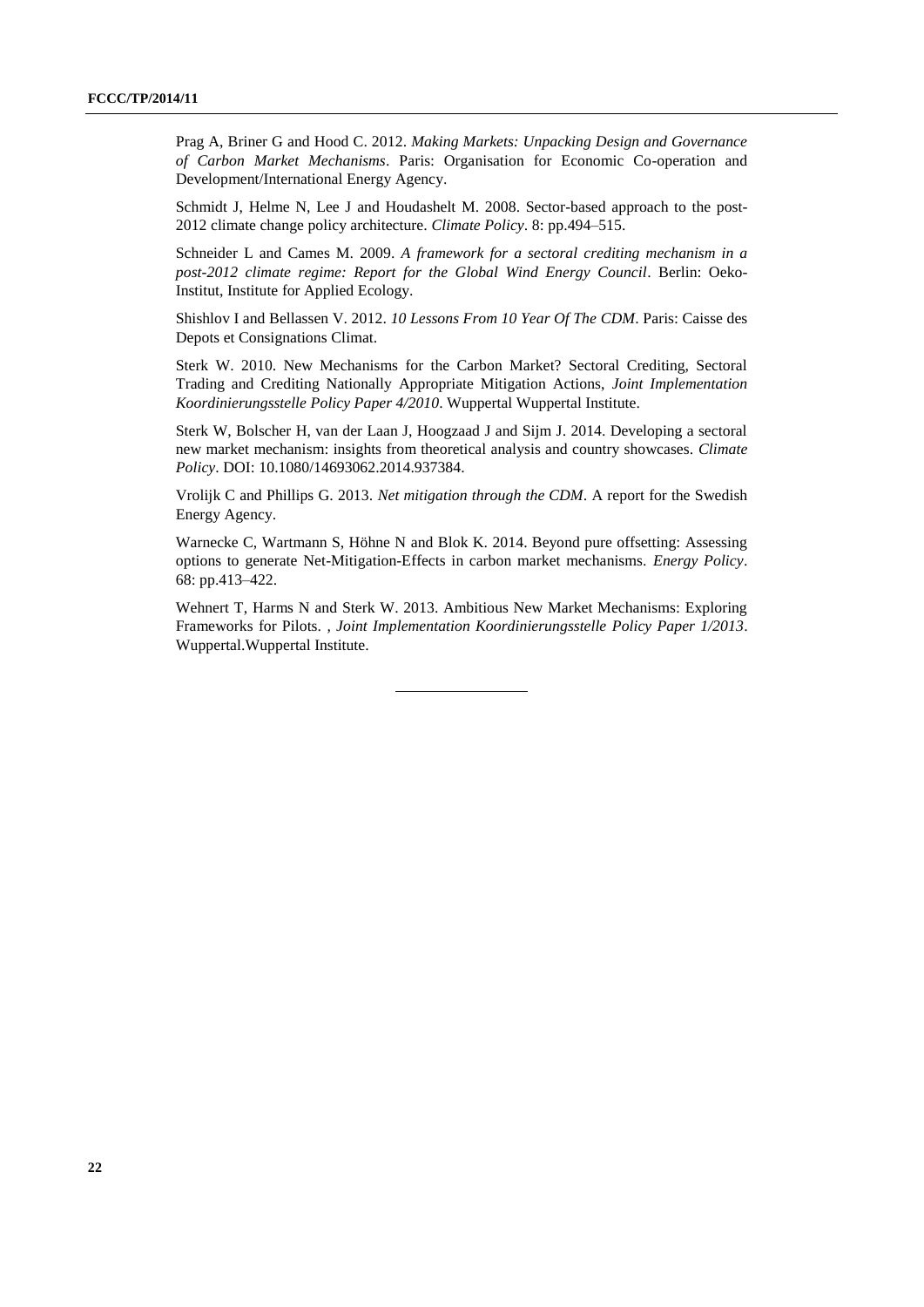Prag A, Briner G and Hood C. 2012. *Making Markets: Unpacking Design and Governance of Carbon Market Mechanisms*. Paris: Organisation for Economic Co-operation and Development/International Energy Agency.

Schmidt J, Helme N, Lee J and Houdashelt M. 2008. Sector-based approach to the post-2012 climate change policy architecture. *Climate Policy*. 8: pp.494–515.

Schneider L and Cames M. 2009. *A framework for a sectoral crediting mechanism in a post-2012 climate regime: Report for the Global Wind Energy Council*. Berlin: Oeko-Institut, Institute for Applied Ecology.

Shishlov I and Bellassen V. 2012. *10 Lessons From 10 Year Of The CDM*. Paris: Caisse des Depots et Consignations Climat.

Sterk W. 2010. New Mechanisms for the Carbon Market? Sectoral Crediting, Sectoral Trading and Crediting Nationally Appropriate Mitigation Actions, *Joint Implementation Koordinierungsstelle Policy Paper 4/2010*. Wuppertal Wuppertal Institute.

Sterk W, Bolscher H, van der Laan J, Hoogzaad J and Sijm J. 2014. Developing a sectoral new market mechanism: insights from theoretical analysis and country showcases. *Climate Policy*. DOI: 10.1080/14693062.2014.937384.

Vrolijk C and Phillips G. 2013. *Net mitigation through the CDM*. A report for the Swedish Energy Agency.

Warnecke C, Wartmann S, Höhne N and Blok K. 2014. Beyond pure offsetting: Assessing options to generate Net-Mitigation-Effects in carbon market mechanisms. *Energy Policy*. 68: pp.413–422.

Wehnert T, Harms N and Sterk W. 2013. Ambitious New Market Mechanisms: Exploring Frameworks for Pilots. , *Joint Implementation Koordinierungsstelle Policy Paper 1/2013*. Wuppertal.Wuppertal Institute.